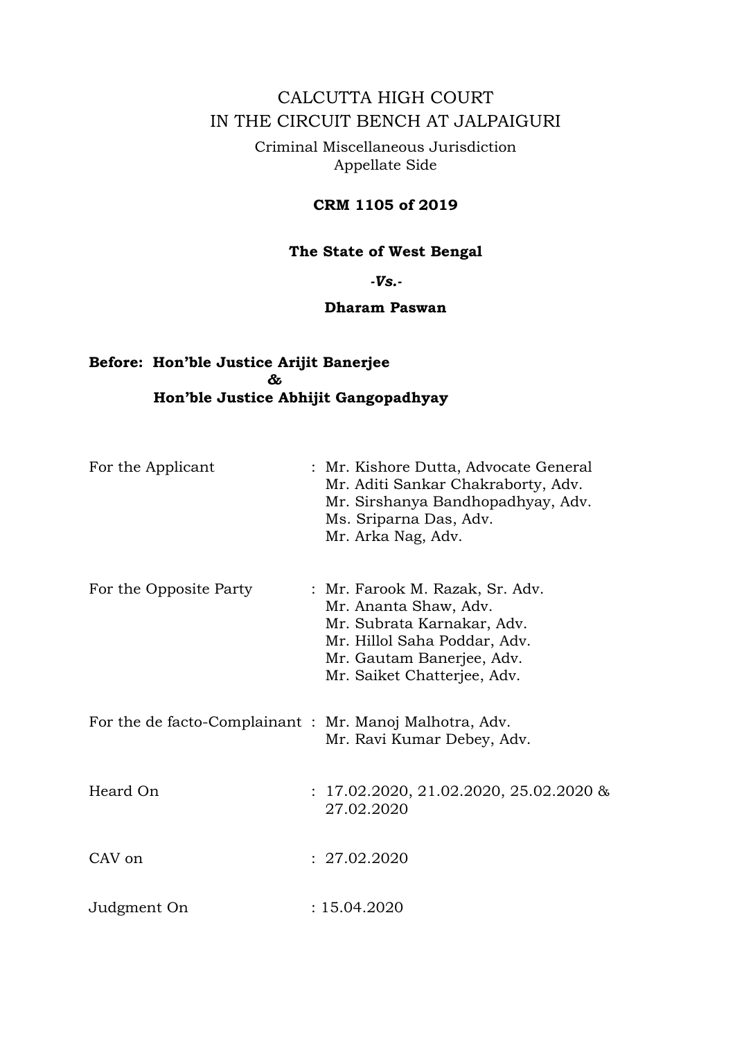# CALCUTTA HIGH COURT
# IN THE CIRCUIT BENCH AT JALPAIGURI

Criminal Miscellaneous Jurisdiction
Appellate Side

**CRM 1105 of 2019**

**The State of West Bengal**

***-Vs.-***

**Dharam Paswan**

**Before: Hon'ble Justice Arijit Banerjee**
**&**
**Hon'ble Justice Abhijit Gangopadhyay**

| | |
|---|---|
| For the Applicant | : Mr. Kishore Dutta, Advocate General<br>Mr. Aditi Sankar Chakraborty, Adv.<br>Mr. Sirshanya Bandhopadhyay, Adv.<br>Ms. Sriparna Das, Adv.<br>Mr. Arka Nag, Adv. |
| For the Opposite Party | : Mr. Farook M. Razak, Sr. Adv.<br>Mr. Ananta Shaw, Adv.<br>Mr. Subrata Karnakar, Adv.<br>Mr. Hillol Saha Poddar, Adv.<br>Mr. Gautam Banerjee, Adv.<br>Mr. Saiket Chatterjee, Adv. |
| For the de facto-Complainant | : Mr. Manoj Malhotra, Adv.<br>Mr. Ravi Kumar Debey, Adv. |
| Heard On | : 17.02.2020, 21.02.2020, 25.02.2020 & 27.02.2020 |
| CAV on | : 27.02.2020 |
| Judgment On | : 15.04.2020 |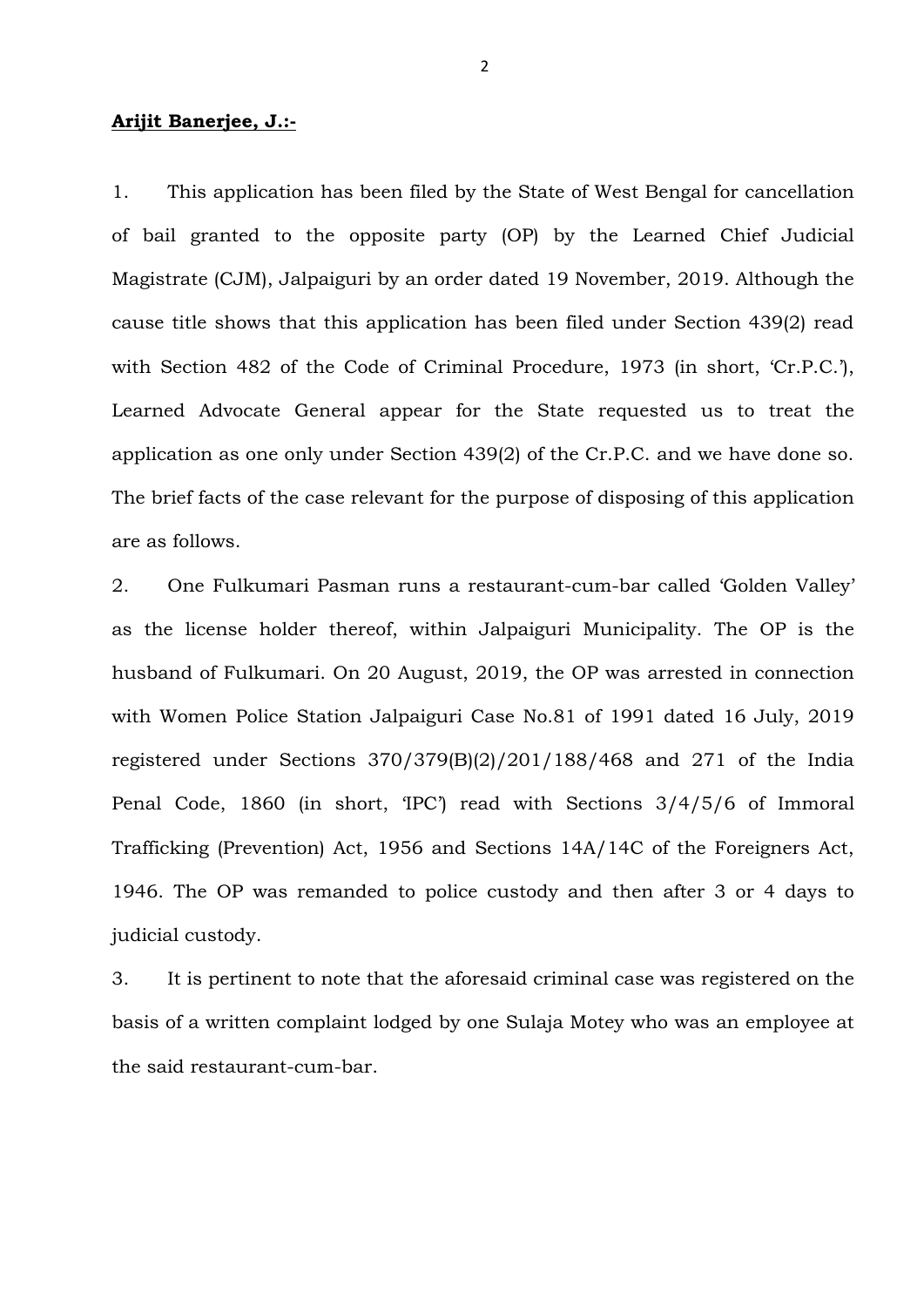**<u>Arijit Banerjee, J.:-</u>**

1. This application has been filed by the State of West Bengal for cancellation of bail granted to the opposite party (OP) by the Learned Chief Judicial Magistrate (CJM), Jalpaiguri by an order dated 19 November, 2019. Although the cause title shows that this application has been filed under Section 439(2) read with Section 482 of the Code of Criminal Procedure, 1973 (in short, 'Cr.P.C.'), Learned Advocate General appear for the State requested us to treat the application as one only under Section 439(2) of the Cr.P.C. and we have done so. The brief facts of the case relevant for the purpose of disposing of this application are as follows.

2. One Fulkumari Pasman runs a restaurant-cum-bar called 'Golden Valley' as the license holder thereof, within Jalpaiguri Municipality. The OP is the husband of Fulkumari. On 20 August, 2019, the OP was arrested in connection with Women Police Station Jalpaiguri Case No.81 of 1991 dated 16 July, 2019 registered under Sections 370/379(B)(2)/201/188/468 and 271 of the India Penal Code, 1860 (in short, 'IPC') read with Sections 3/4/5/6 of Immoral Trafficking (Prevention) Act, 1956 and Sections 14A/14C of the Foreigners Act, 1946. The OP was remanded to police custody and then after 3 or 4 days to judicial custody.

3. It is pertinent to note that the aforesaid criminal case was registered on the basis of a written complaint lodged by one Sulaja Motey who was an employee at the said restaurant-cum-bar.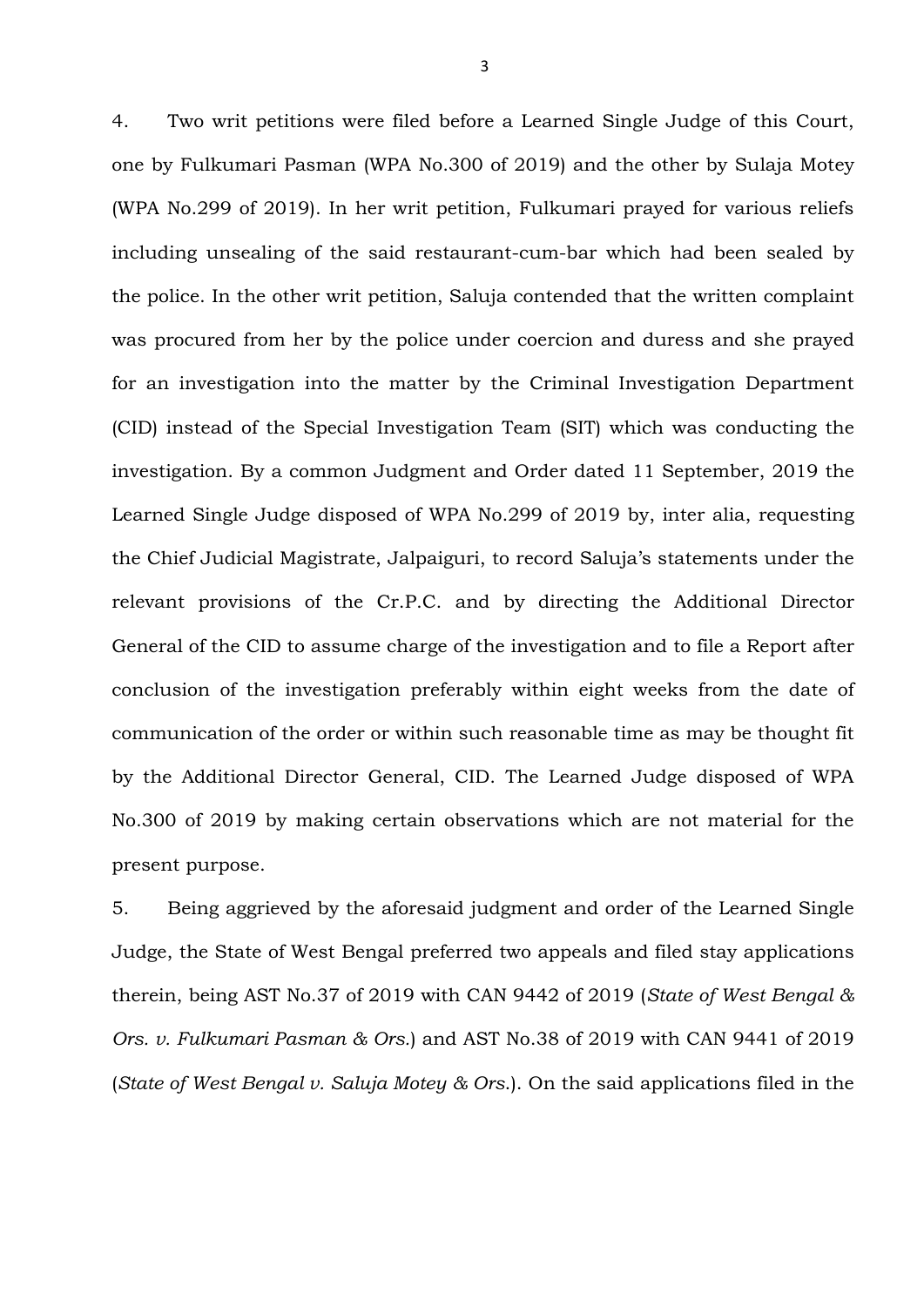4. Two writ petitions were filed before a Learned Single Judge of this Court, one by Fulkumari Pasman (WPA No.300 of 2019) and the other by Sulaja Motey (WPA No.299 of 2019). In her writ petition, Fulkumari prayed for various reliefs including unsealing of the said restaurant-cum-bar which had been sealed by the police. In the other writ petition, Saluja contended that the written complaint was procured from her by the police under coercion and duress and she prayed for an investigation into the matter by the Criminal Investigation Department (CID) instead of the Special Investigation Team (SIT) which was conducting the investigation. By a common Judgment and Order dated 11 September, 2019 the Learned Single Judge disposed of WPA No.299 of 2019 by, inter alia, requesting the Chief Judicial Magistrate, Jalpaiguri, to record Saluja's statements under the relevant provisions of the Cr.P.C. and by directing the Additional Director General of the CID to assume charge of the investigation and to file a Report after conclusion of the investigation preferably within eight weeks from the date of communication of the order or within such reasonable time as may be thought fit by the Additional Director General, CID. The Learned Judge disposed of WPA No.300 of 2019 by making certain observations which are not material for the present purpose.

5. Being aggrieved by the aforesaid judgment and order of the Learned Single Judge, the State of West Bengal preferred two appeals and filed stay applications therein, being AST No.37 of 2019 with CAN 9442 of 2019 (*State of West Bengal & Ors. v. Fulkumari Pasman & Ors.*) and AST No.38 of 2019 with CAN 9441 of 2019 (*State of West Bengal v. Saluja Motey & Ors.*). On the said applications filed in the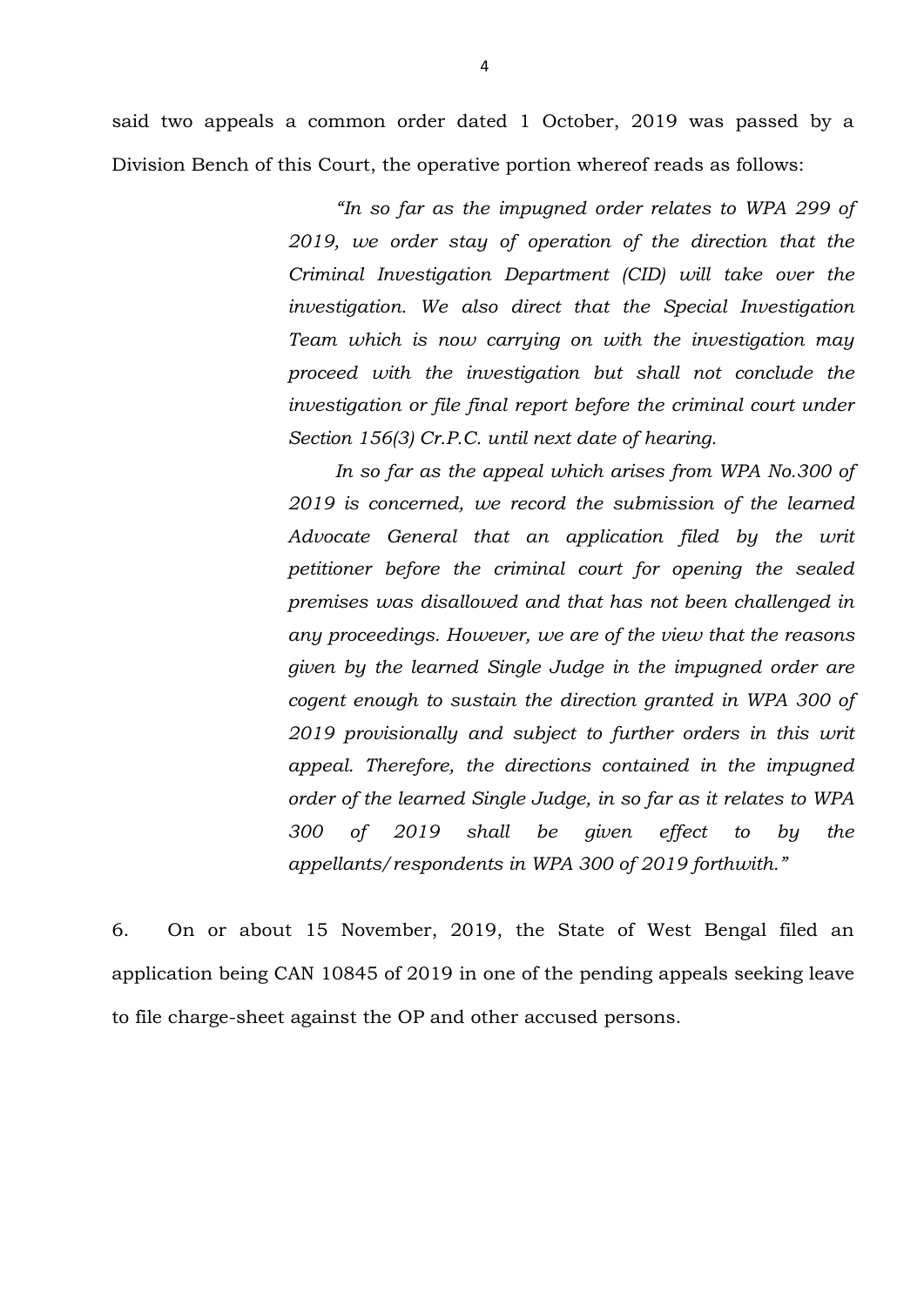said two appeals a common order dated 1 October, 2019 was passed by a Division Bench of this Court, the operative portion whereof reads as follows:

> *"In so far as the impugned order relates to WPA 299 of 2019, we order stay of operation of the direction that the Criminal Investigation Department (CID) will take over the investigation. We also direct that the Special Investigation Team which is now carrying on with the investigation may proceed with the investigation but shall not conclude the investigation or file final report before the criminal court under Section 156(3) Cr.P.C. until next date of hearing.*
>
> *In so far as the appeal which arises from WPA No.300 of 2019 is concerned, we record the submission of the learned Advocate General that an application filed by the writ petitioner before the criminal court for opening the sealed premises was disallowed and that has not been challenged in any proceedings. However, we are of the view that the reasons given by the learned Single Judge in the impugned order are cogent enough to sustain the direction granted in WPA 300 of 2019 provisionally and subject to further orders in this writ appeal. Therefore, the directions contained in the impugned order of the learned Single Judge, in so far as it relates to WPA 300 of 2019 shall be given effect to by the appellants/respondents in WPA 300 of 2019 forthwith."*

6. On or about 15 November, 2019, the State of West Bengal filed an application being CAN 10845 of 2019 in one of the pending appeals seeking leave to file charge-sheet against the OP and other accused persons.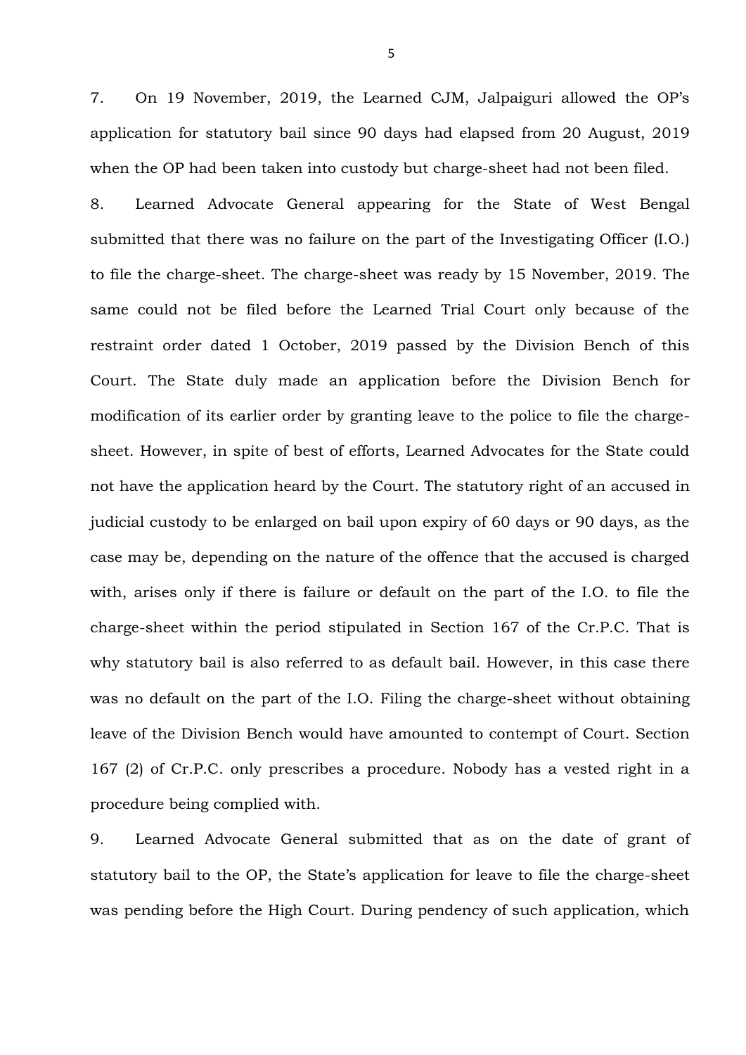7. On 19 November, 2019, the Learned CJM, Jalpaiguri allowed the OP's application for statutory bail since 90 days had elapsed from 20 August, 2019 when the OP had been taken into custody but charge-sheet had not been filed.

8. Learned Advocate General appearing for the State of West Bengal submitted that there was no failure on the part of the Investigating Officer (I.O.) to file the charge-sheet. The charge-sheet was ready by 15 November, 2019. The same could not be filed before the Learned Trial Court only because of the restraint order dated 1 October, 2019 passed by the Division Bench of this Court. The State duly made an application before the Division Bench for modification of its earlier order by granting leave to the police to file the charge-sheet. However, in spite of best of efforts, Learned Advocates for the State could not have the application heard by the Court. The statutory right of an accused in judicial custody to be enlarged on bail upon expiry of 60 days or 90 days, as the case may be, depending on the nature of the offence that the accused is charged with, arises only if there is failure or default on the part of the I.O. to file the charge-sheet within the period stipulated in Section 167 of the Cr.P.C. That is why statutory bail is also referred to as default bail. However, in this case there was no default on the part of the I.O. Filing the charge-sheet without obtaining leave of the Division Bench would have amounted to contempt of Court. Section 167 (2) of Cr.P.C. only prescribes a procedure. Nobody has a vested right in a procedure being complied with.

9. Learned Advocate General submitted that as on the date of grant of statutory bail to the OP, the State's application for leave to file the charge-sheet was pending before the High Court. During pendency of such application, which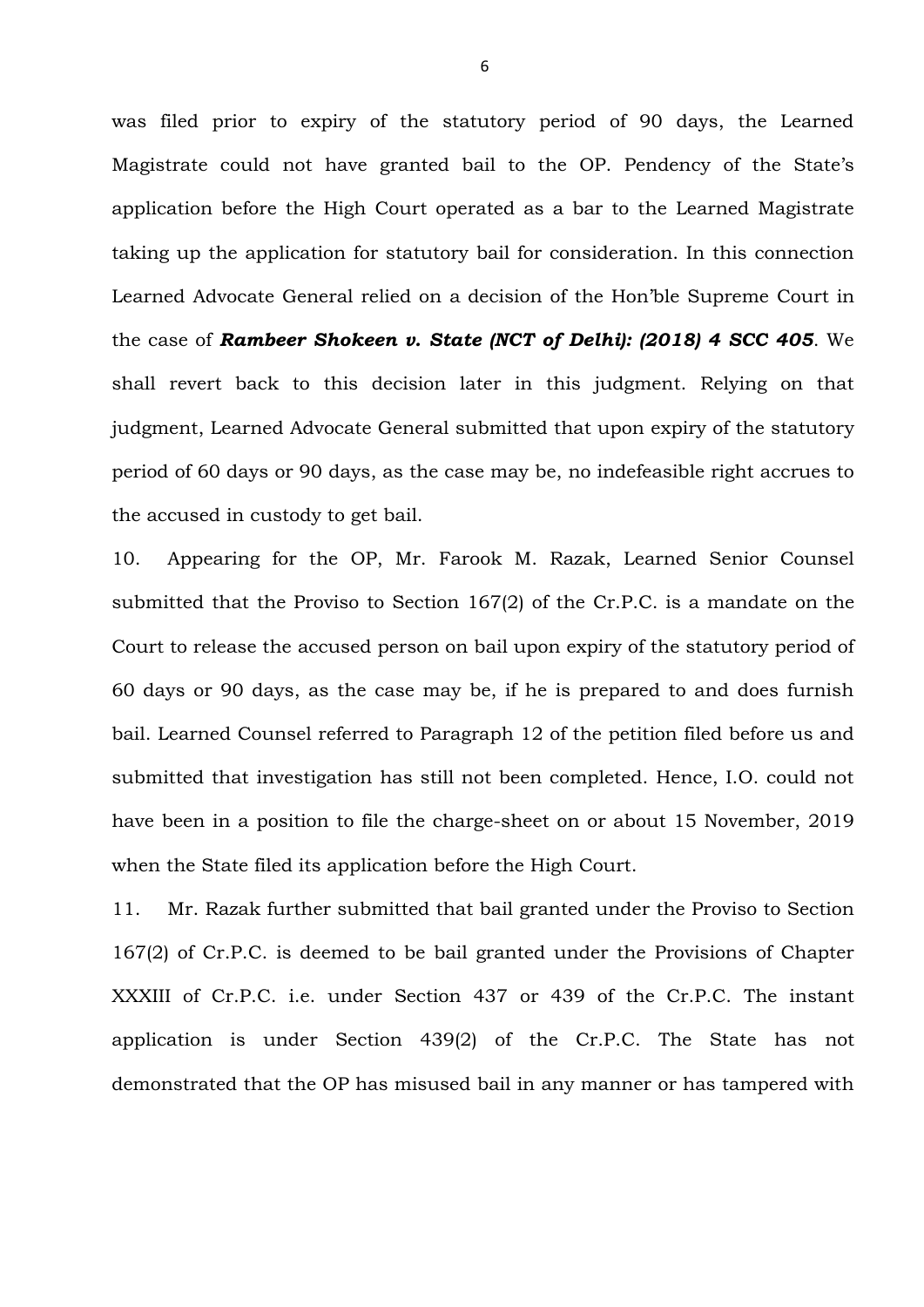was filed prior to expiry of the statutory period of 90 days, the Learned Magistrate could not have granted bail to the OP. Pendency of the State's application before the High Court operated as a bar to the Learned Magistrate taking up the application for statutory bail for consideration. In this connection Learned Advocate General relied on a decision of the Hon'ble Supreme Court in the case of ***Rambeer Shokeen v. State (NCT of Delhi): (2018) 4 SCC 405***. We shall revert back to this decision later in this judgment. Relying on that judgment, Learned Advocate General submitted that upon expiry of the statutory period of 60 days or 90 days, as the case may be, no indefeasible right accrues to the accused in custody to get bail.

10. Appearing for the OP, Mr. Farook M. Razak, Learned Senior Counsel submitted that the Proviso to Section 167(2) of the Cr.P.C. is a mandate on the Court to release the accused person on bail upon expiry of the statutory period of 60 days or 90 days, as the case may be, if he is prepared to and does furnish bail. Learned Counsel referred to Paragraph 12 of the petition filed before us and submitted that investigation has still not been completed. Hence, I.O. could not have been in a position to file the charge-sheet on or about 15 November, 2019 when the State filed its application before the High Court.

11. Mr. Razak further submitted that bail granted under the Proviso to Section 167(2) of Cr.P.C. is deemed to be bail granted under the Provisions of Chapter XXXIII of Cr.P.C. i.e. under Section 437 or 439 of the Cr.P.C. The instant application is under Section 439(2) of the Cr.P.C. The State has not demonstrated that the OP has misused bail in any manner or has tampered with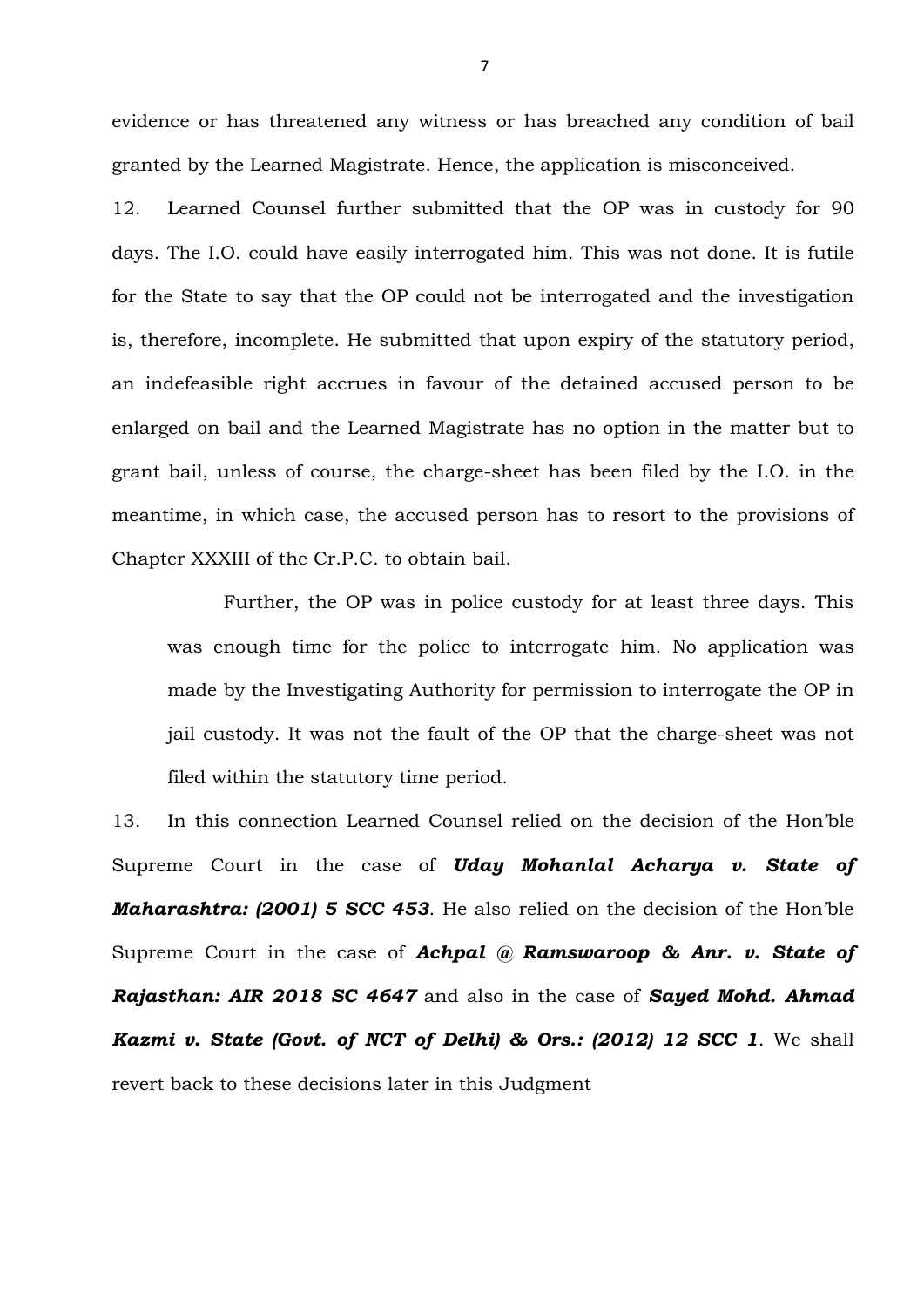evidence or has threatened any witness or has breached any condition of bail granted by the Learned Magistrate. Hence, the application is misconceived.

12. Learned Counsel further submitted that the OP was in custody for 90 days. The I.O. could have easily interrogated him. This was not done. It is futile for the State to say that the OP could not be interrogated and the investigation is, therefore, incomplete. He submitted that upon expiry of the statutory period, an indefeasible right accrues in favour of the detained accused person to be enlarged on bail and the Learned Magistrate has no option in the matter but to grant bail, unless of course, the charge-sheet has been filed by the I.O. in the meantime, in which case, the accused person has to resort to the provisions of Chapter XXXIII of the Cr.P.C. to obtain bail.

> Further, the OP was in police custody for at least three days. This was enough time for the police to interrogate him. No application was made by the Investigating Authority for permission to interrogate the OP in jail custody. It was not the fault of the OP that the charge-sheet was not filed within the statutory time period.

13. In this connection Learned Counsel relied on the decision of the Hon'ble Supreme Court in the case of ***Uday Mohanlal Acharya v. State of Maharashtra: (2001) 5 SCC 453***. He also relied on the decision of the Hon'ble Supreme Court in the case of ***Achpal @ Ramswaroop & Anr. v. State of Rajasthan: AIR 2018 SC 4647*** and also in the case of ***Sayed Mohd. Ahmad Kazmi v. State (Govt. of NCT of Delhi) & Ors.: (2012) 12 SCC 1***. We shall revert back to these decisions later in this Judgment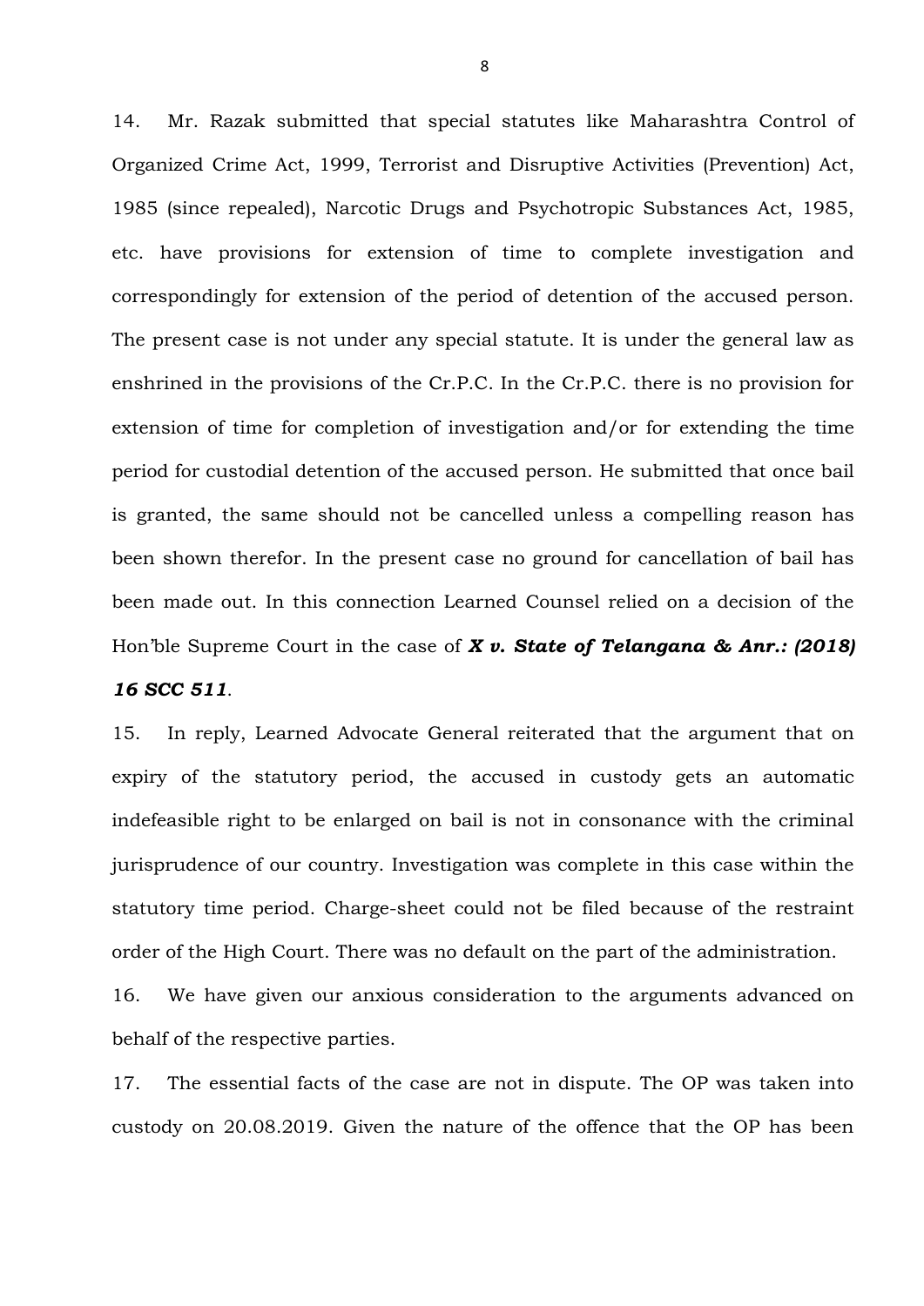14. Mr. Razak submitted that special statutes like Maharashtra Control of Organized Crime Act, 1999, Terrorist and Disruptive Activities (Prevention) Act, 1985 (since repealed), Narcotic Drugs and Psychotropic Substances Act, 1985, etc. have provisions for extension of time to complete investigation and correspondingly for extension of the period of detention of the accused person. The present case is not under any special statute. It is under the general law as enshrined in the provisions of the Cr.P.C. In the Cr.P.C. there is no provision for extension of time for completion of investigation and/or for extending the time period for custodial detention of the accused person. He submitted that once bail is granted, the same should not be cancelled unless a compelling reason has been shown therefor. In the present case no ground for cancellation of bail has been made out. In this connection Learned Counsel relied on a decision of the Hon'ble Supreme Court in the case of ***X v. State of Telangana & Anr.: (2018) 16 SCC 511***.

15. In reply, Learned Advocate General reiterated that the argument that on expiry of the statutory period, the accused in custody gets an automatic indefeasible right to be enlarged on bail is not in consonance with the criminal jurisprudence of our country. Investigation was complete in this case within the statutory time period. Charge-sheet could not be filed because of the restraint order of the High Court. There was no default on the part of the administration.

16. We have given our anxious consideration to the arguments advanced on behalf of the respective parties.

17. The essential facts of the case are not in dispute. The OP was taken into custody on 20.08.2019. Given the nature of the offence that the OP has been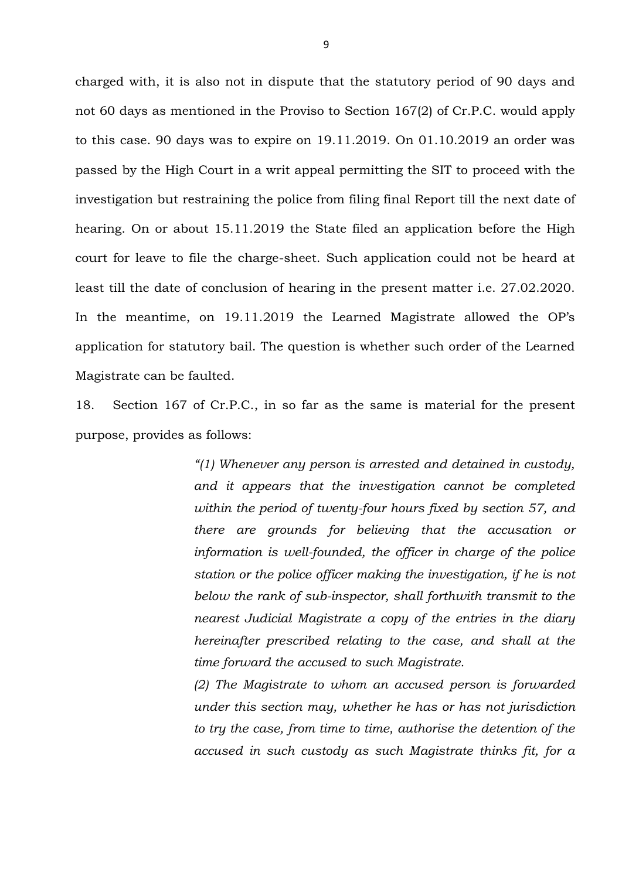charged with, it is also not in dispute that the statutory period of 90 days and not 60 days as mentioned in the Proviso to Section 167(2) of Cr.P.C. would apply to this case. 90 days was to expire on 19.11.2019. On 01.10.2019 an order was passed by the High Court in a writ appeal permitting the SIT to proceed with the investigation but restraining the police from filing final Report till the next date of hearing. On or about 15.11.2019 the State filed an application before the High court for leave to file the charge-sheet. Such application could not be heard at least till the date of conclusion of hearing in the present matter i.e. 27.02.2020. In the meantime, on 19.11.2019 the Learned Magistrate allowed the OP's application for statutory bail. The question is whether such order of the Learned Magistrate can be faulted.

18. Section 167 of Cr.P.C., in so far as the same is material for the present purpose, provides as follows:

> *"(1) Whenever any person is arrested and detained in custody, and it appears that the investigation cannot be completed within the period of twenty-four hours fixed by section 57, and there are grounds for believing that the accusation or information is well-founded, the officer in charge of the police station or the police officer making the investigation, if he is not below the rank of sub-inspector, shall forthwith transmit to the nearest Judicial Magistrate a copy of the entries in the diary hereinafter prescribed relating to the case, and shall at the time forward the accused to such Magistrate.*
>
> *(2) The Magistrate to whom an accused person is forwarded under this section may, whether he has or has not jurisdiction to try the case, from time to time, authorise the detention of the accused in such custody as such Magistrate thinks fit, for a*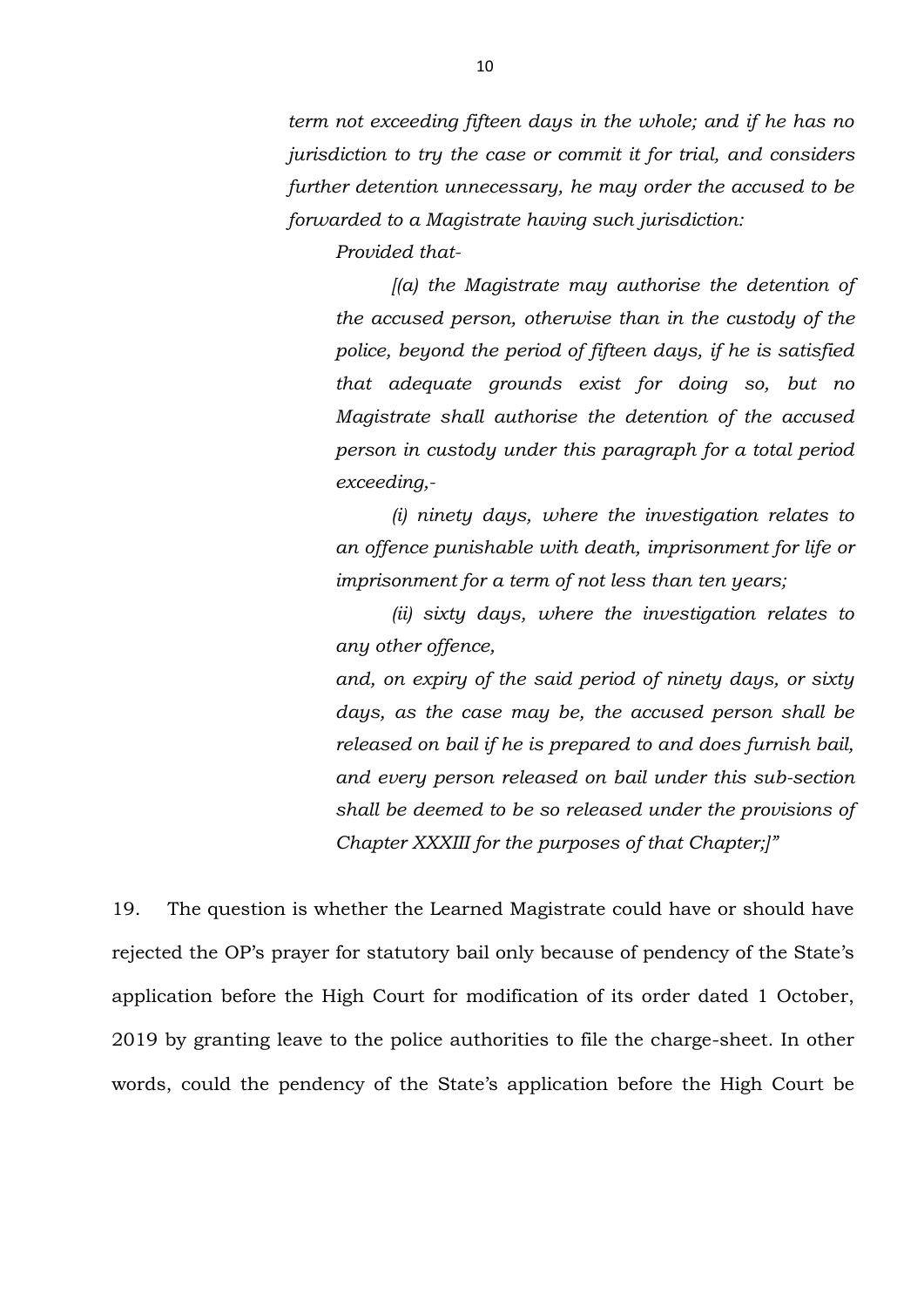*term not exceeding fifteen days in the whole; and if he has no jurisdiction to try the case or commit it for trial, and considers further detention unnecessary, he may order the accused to be forwarded to a Magistrate having such jurisdiction:*

*Provided that-*

*[(a) the Magistrate may authorise the detention of the accused person, otherwise than in the custody of the police, beyond the period of fifteen days, if he is satisfied that adequate grounds exist for doing so, but no Magistrate shall authorise the detention of the accused person in custody under this paragraph for a total period exceeding,-*

*(i) ninety days, where the investigation relates to an offence punishable with death, imprisonment for life or imprisonment for a term of not less than ten years;*

*(ii) sixty days, where the investigation relates to any other offence,*

*and, on expiry of the said period of ninety days, or sixty days, as the case may be, the accused person shall be released on bail if he is prepared to and does furnish bail, and every person released on bail under this sub-section shall be deemed to be so released under the provisions of Chapter XXXIII for the purposes of that Chapter;]"*

19. The question is whether the Learned Magistrate could have or should have rejected the OP's prayer for statutory bail only because of pendency of the State's application before the High Court for modification of its order dated 1 October, 2019 by granting leave to the police authorities to file the charge-sheet. In other words, could the pendency of the State's application before the High Court be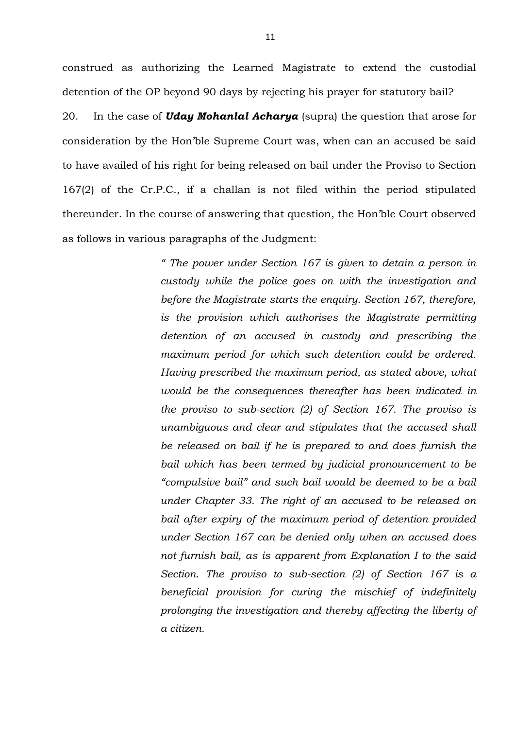construed as authorizing the Learned Magistrate to extend the custodial detention of the OP beyond 90 days by rejecting his prayer for statutory bail?

20. In the case of ***Uday Mohanlal Acharya*** (supra) the question that arose for consideration by the Hon'ble Supreme Court was, when can an accused be said to have availed of his right for being released on bail under the Proviso to Section 167(2) of the Cr.P.C., if a challan is not filed within the period stipulated thereunder. In the course of answering that question, the Hon'ble Court observed as follows in various paragraphs of the Judgment:

> *" The power under Section 167 is given to detain a person in custody while the police goes on with the investigation and before the Magistrate starts the enquiry. Section 167, therefore, is the provision which authorises the Magistrate permitting detention of an accused in custody and prescribing the maximum period for which such detention could be ordered. Having prescribed the maximum period, as stated above, what would be the consequences thereafter has been indicated in the proviso to sub-section (2) of Section 167. The proviso is unambiguous and clear and stipulates that the accused shall be released on bail if he is prepared to and does furnish the bail which has been termed by judicial pronouncement to be "compulsive bail" and such bail would be deemed to be a bail under Chapter 33. The right of an accused to be released on bail after expiry of the maximum period of detention provided under Section 167 can be denied only when an accused does not furnish bail, as is apparent from Explanation I to the said Section. The proviso to sub-section (2) of Section 167 is a beneficial provision for curing the mischief of indefinitely prolonging the investigation and thereby affecting the liberty of a citizen.*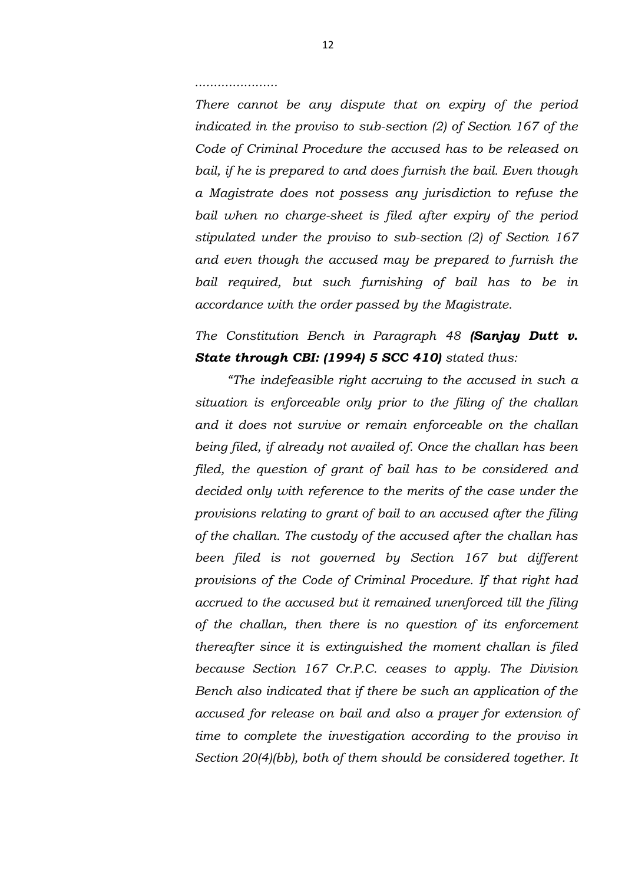*.....................*

*There cannot be any dispute that on expiry of the period indicated in the proviso to sub-section (2) of Section 167 of the Code of Criminal Procedure the accused has to be released on bail, if he is prepared to and does furnish the bail. Even though a Magistrate does not possess any jurisdiction to refuse the bail when no charge-sheet is filed after expiry of the period stipulated under the proviso to sub-section (2) of Section 167 and even though the accused may be prepared to furnish the bail required, but such furnishing of bail has to be in accordance with the order passed by the Magistrate.*

*The Constitution Bench in Paragraph 48* ***(Sanjay Dutt v. State through CBI: (1994) 5 SCC 410)*** *stated thus:*

*"The indefeasible right accruing to the accused in such a situation is enforceable only prior to the filing of the challan and it does not survive or remain enforceable on the challan being filed, if already not availed of. Once the challan has been filed, the question of grant of bail has to be considered and decided only with reference to the merits of the case under the provisions relating to grant of bail to an accused after the filing of the challan. The custody of the accused after the challan has been filed is not governed by Section 167 but different provisions of the Code of Criminal Procedure. If that right had accrued to the accused but it remained unenforced till the filing of the challan, then there is no question of its enforcement thereafter since it is extinguished the moment challan is filed because Section 167 Cr.P.C. ceases to apply. The Division Bench also indicated that if there be such an application of the accused for release on bail and also a prayer for extension of time to complete the investigation according to the proviso in Section 20(4)(bb), both of them should be considered together. It*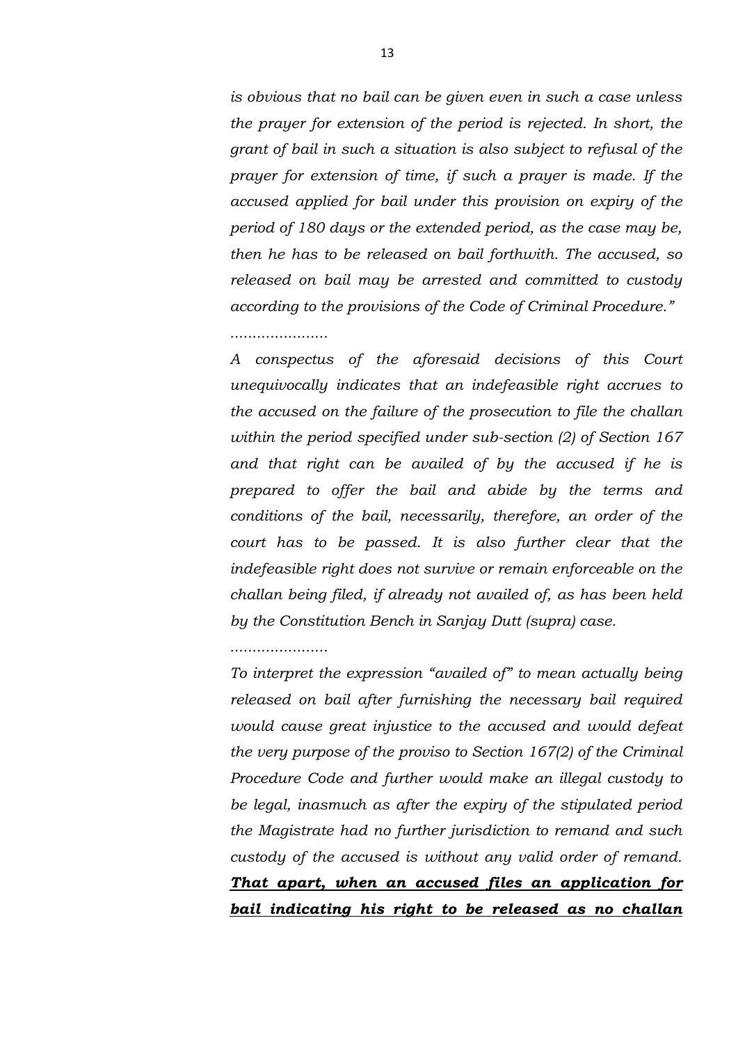*is obvious that no bail can be given even in such a case unless the prayer for extension of the period is rejected. In short, the grant of bail in such a situation is also subject to refusal of the prayer for extension of time, if such a prayer is made. If the accused applied for bail under this provision on expiry of the period of 180 days or the extended period, as the case may be, then he has to be released on bail forthwith. The accused, so released on bail may be arrested and committed to custody according to the provisions of the Code of Criminal Procedure."*

*………………….*

*A conspectus of the aforesaid decisions of this Court unequivocally indicates that an indefeasible right accrues to the accused on the failure of the prosecution to file the challan within the period specified under sub-section (2) of Section 167 and that right can be availed of by the accused if he is prepared to offer the bail and abide by the terms and conditions of the bail, necessarily, therefore, an order of the court has to be passed. It is also further clear that the indefeasible right does not survive or remain enforceable on the challan being filed, if already not availed of, as has been held by the Constitution Bench in Sanjay Dutt (supra) case.*

*………………….*

*To interpret the expression "availed of" to mean actually being released on bail after furnishing the necessary bail required would cause great injustice to the accused and would defeat the very purpose of the proviso to Section 167(2) of the Criminal Procedure Code and further would make an illegal custody to be legal, inasmuch as after the expiry of the stipulated period the Magistrate had no further jurisdiction to remand and such custody of the accused is without any valid order of remand.* ***<u>That apart, when an accused files an application for bail indicating his right to be released as no challan</u>***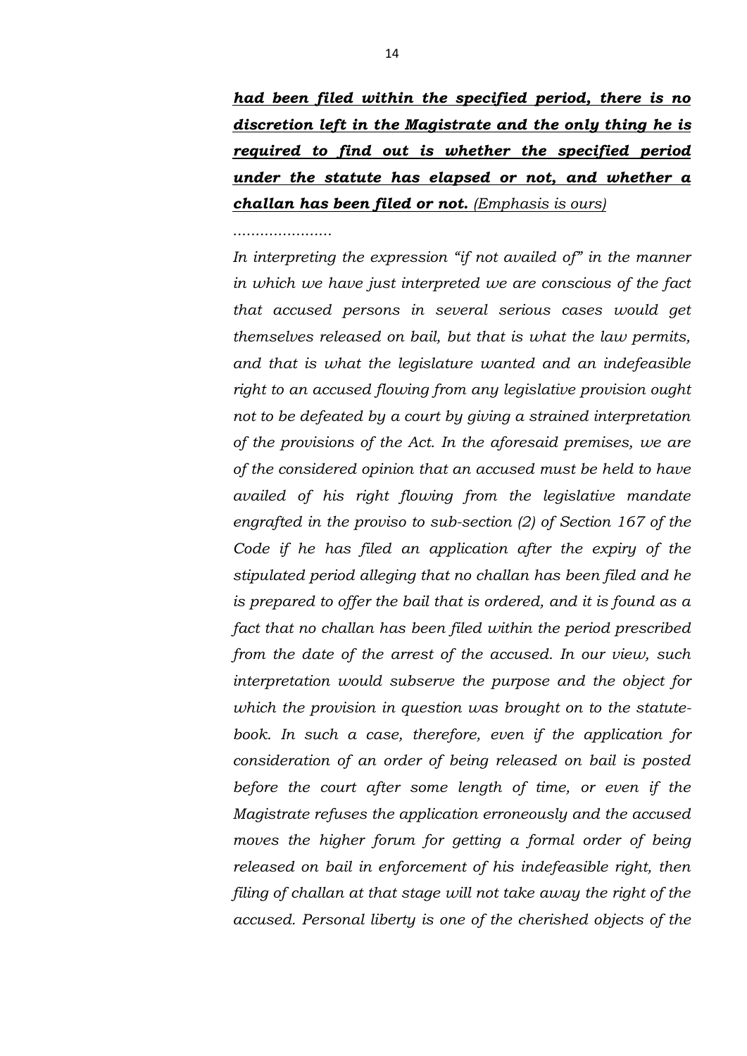***had been filed within the specified period, there is no discretion left in the Magistrate and the only thing he is required to find out is whether the specified period under the statute has elapsed or not, and whether a challan has been filed or not.*** *(Emphasis is ours)*

*......................*

*In interpreting the expression "if not availed of" in the manner in which we have just interpreted we are conscious of the fact that accused persons in several serious cases would get themselves released on bail, but that is what the law permits, and that is what the legislature wanted and an indefeasible right to an accused flowing from any legislative provision ought not to be defeated by a court by giving a strained interpretation of the provisions of the Act. In the aforesaid premises, we are of the considered opinion that an accused must be held to have availed of his right flowing from the legislative mandate engrafted in the proviso to sub-section (2) of Section 167 of the Code if he has filed an application after the expiry of the stipulated period alleging that no challan has been filed and he is prepared to offer the bail that is ordered, and it is found as a fact that no challan has been filed within the period prescribed from the date of the arrest of the accused. In our view, such interpretation would subserve the purpose and the object for which the provision in question was brought on to the statute-book. In such a case, therefore, even if the application for consideration of an order of being released on bail is posted before the court after some length of time, or even if the Magistrate refuses the application erroneously and the accused moves the higher forum for getting a formal order of being released on bail in enforcement of his indefeasible right, then filing of challan at that stage will not take away the right of the accused. Personal liberty is one of the cherished objects of the*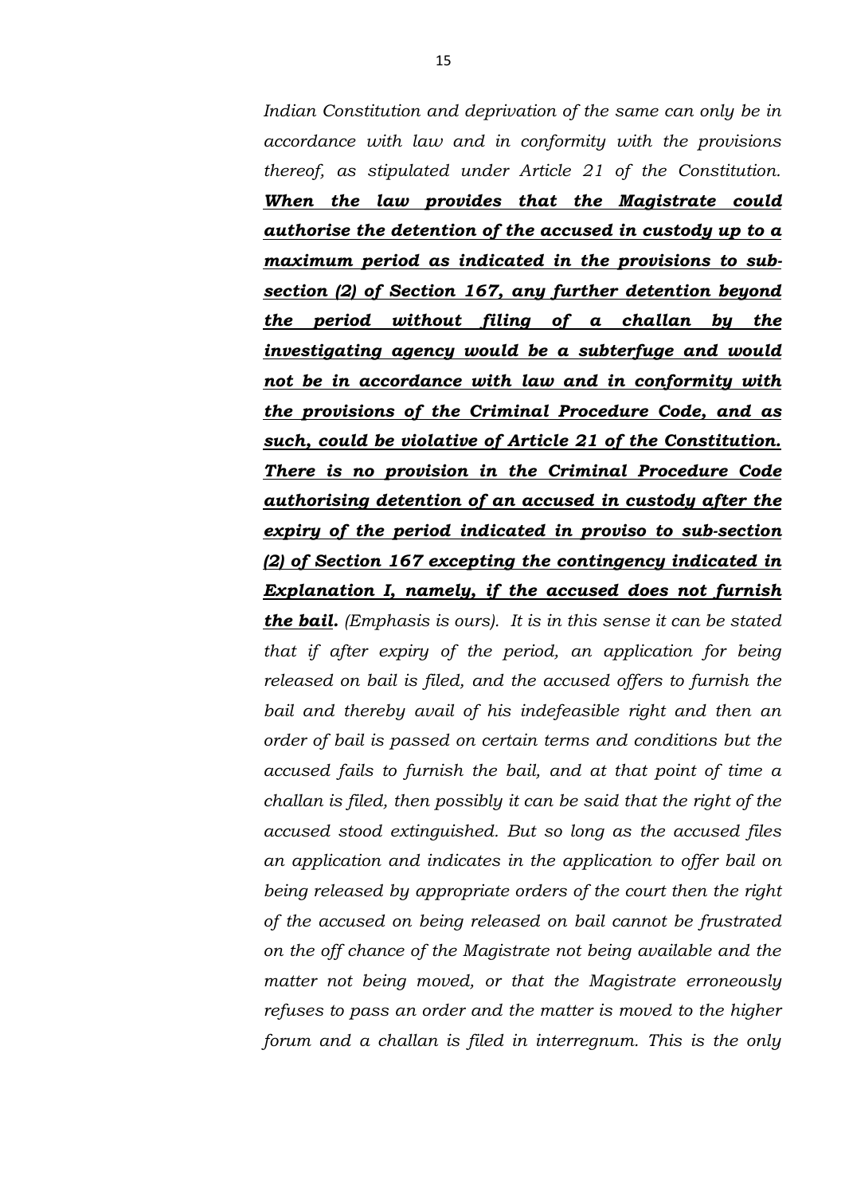*Indian Constitution and deprivation of the same can only be in accordance with law and in conformity with the provisions thereof, as stipulated under Article 21 of the Constitution.* ***<u>When the law provides that the Magistrate could authorise the detention of the accused in custody up to a maximum period as indicated in the provisions to sub-section (2) of Section 167, any further detention beyond the period without filing of a challan by the investigating agency would be a subterfuge and would not be in accordance with law and in conformity with the provisions of the Criminal Procedure Code, and as such, could be violative of Article 21 of the Constitution. There is no provision in the Criminal Procedure Code authorising detention of an accused in custody after the expiry of the period indicated in proviso to sub-section (2) of Section 167 excepting the contingency indicated in Explanation I, namely, if the accused does not furnish the bail</u>.*** *(Emphasis is ours). It is in this sense it can be stated that if after expiry of the period, an application for being released on bail is filed, and the accused offers to furnish the bail and thereby avail of his indefeasible right and then an order of bail is passed on certain terms and conditions but the accused fails to furnish the bail, and at that point of time a challan is filed, then possibly it can be said that the right of the accused stood extinguished. But so long as the accused files an application and indicates in the application to offer bail on being released by appropriate orders of the court then the right of the accused on being released on bail cannot be frustrated on the off chance of the Magistrate not being available and the matter not being moved, or that the Magistrate erroneously refuses to pass an order and the matter is moved to the higher forum and a challan is filed in interregnum. This is the only*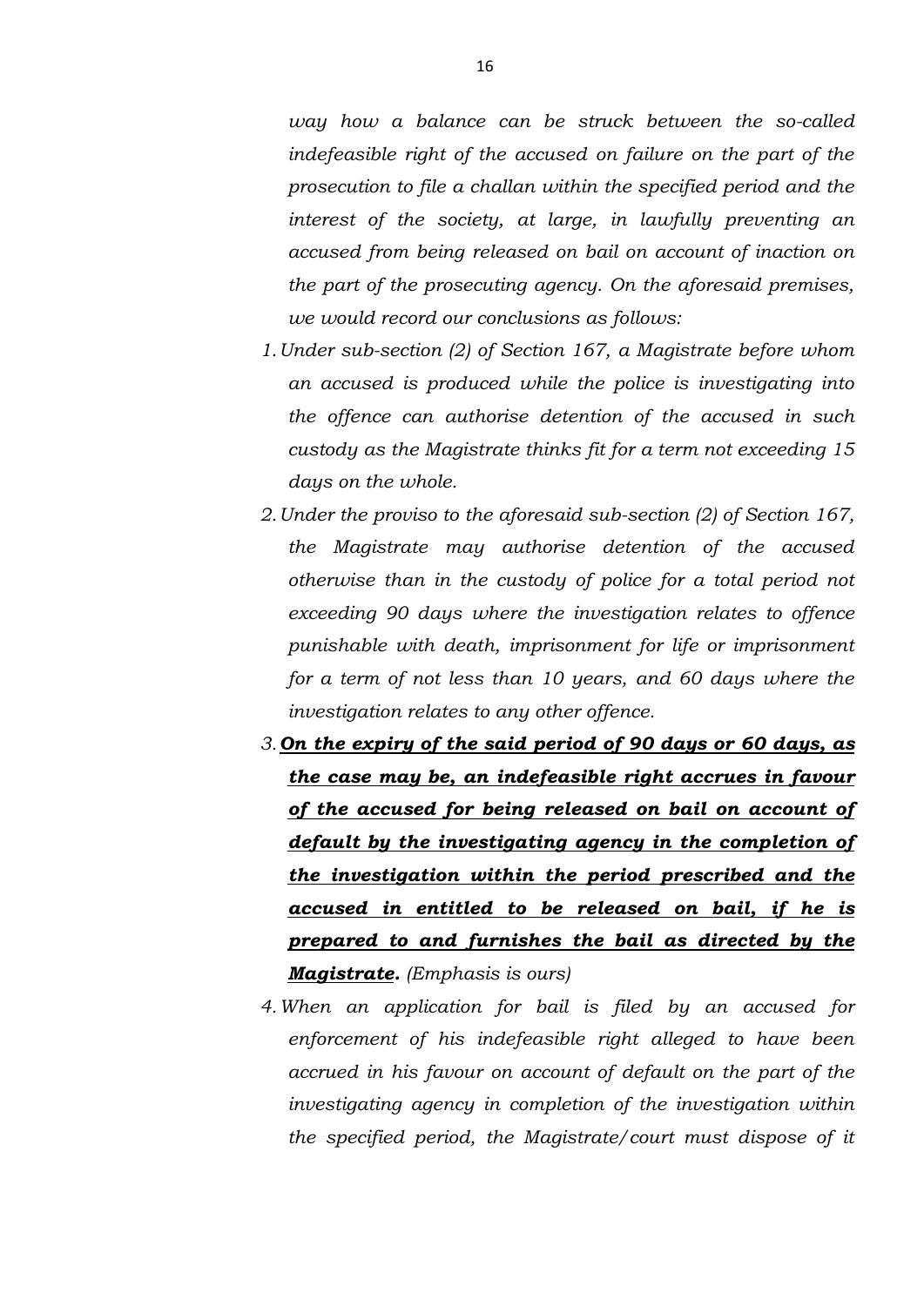*way how a balance can be struck between the so-called indefeasible right of the accused on failure on the part of the prosecution to file a challan within the specified period and the interest of the society, at large, in lawfully preventing an accused from being released on bail on account of inaction on the part of the prosecuting agency. On the aforesaid premises, we would record our conclusions as follows:*

1. *Under sub-section (2) of Section 167, a Magistrate before whom an accused is produced while the police is investigating into the offence can authorise detention of the accused in such custody as the Magistrate thinks fit for a term not exceeding 15 days on the whole.*
2. *Under the proviso to the aforesaid sub-section (2) of Section 167, the Magistrate may authorise detention of the accused otherwise than in the custody of police for a total period not exceeding 90 days where the investigation relates to offence punishable with death, imprisonment for life or imprisonment for a term of not less than 10 years, and 60 days where the investigation relates to any other offence.*
3. ***On the expiry of the said period of 90 days or 60 days, as the case may be, an indefeasible right accrues in favour of the accused for being released on bail on account of default by the investigating agency in the completion of the investigation within the period prescribed and the accused in entitled to be released on bail, if he is prepared to and furnishes the bail as directed by the Magistrate.*** *(Emphasis is ours)*
4. *When an application for bail is filed by an accused for enforcement of his indefeasible right alleged to have been accrued in his favour on account of default on the part of the investigating agency in completion of the investigation within the specified period, the Magistrate/court must dispose of it*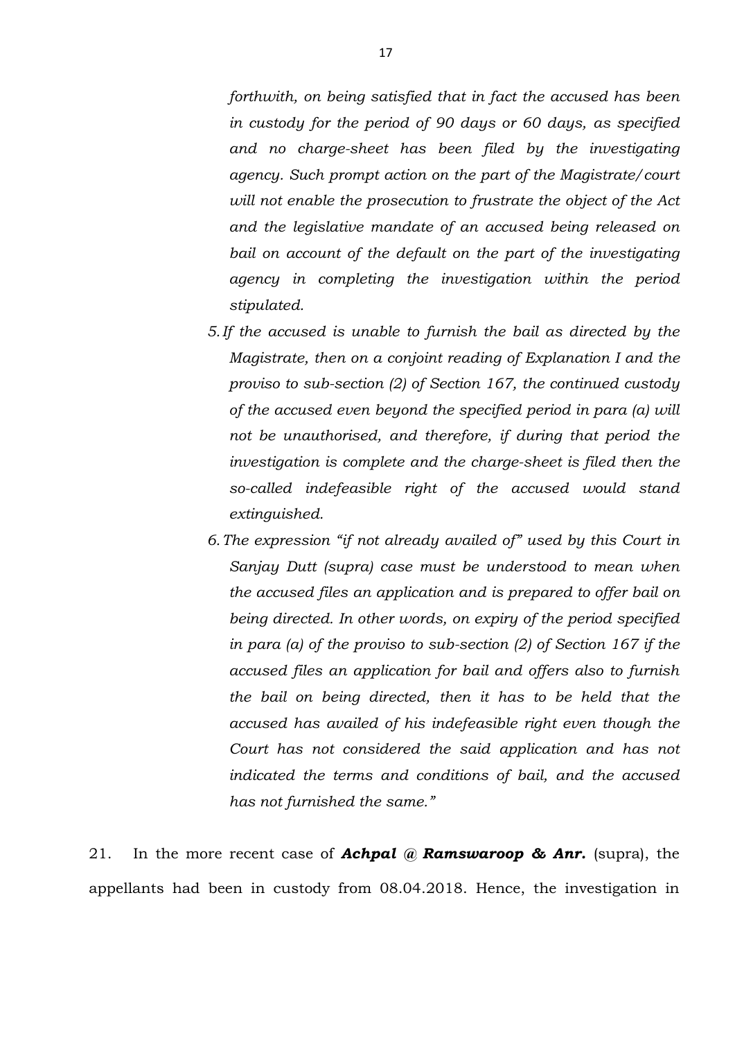*forthwith, on being satisfied that in fact the accused has been in custody for the period of 90 days or 60 days, as specified and no charge-sheet has been filed by the investigating agency. Such prompt action on the part of the Magistrate/court will not enable the prosecution to frustrate the object of the Act and the legislative mandate of an accused being released on bail on account of the default on the part of the investigating agency in completing the investigation within the period stipulated.*

5. *If the accused is unable to furnish the bail as directed by the Magistrate, then on a conjoint reading of Explanation I and the proviso to sub-section (2) of Section 167, the continued custody of the accused even beyond the specified period in para (a) will not be unauthorised, and therefore, if during that period the investigation is complete and the charge-sheet is filed then the so-called indefeasible right of the accused would stand extinguished.*
6. *The expression "if not already availed of" used by this Court in Sanjay Dutt (supra) case must be understood to mean when the accused files an application and is prepared to offer bail on being directed. In other words, on expiry of the period specified in para (a) of the proviso to sub-section (2) of Section 167 if the accused files an application for bail and offers also to furnish the bail on being directed, then it has to be held that the accused has availed of his indefeasible right even though the Court has not considered the said application and has not indicated the terms and conditions of bail, and the accused has not furnished the same."*

21. In the more recent case of ***Achpal @ Ramswaroop & Anr.*** (supra), the appellants had been in custody from 08.04.2018. Hence, the investigation in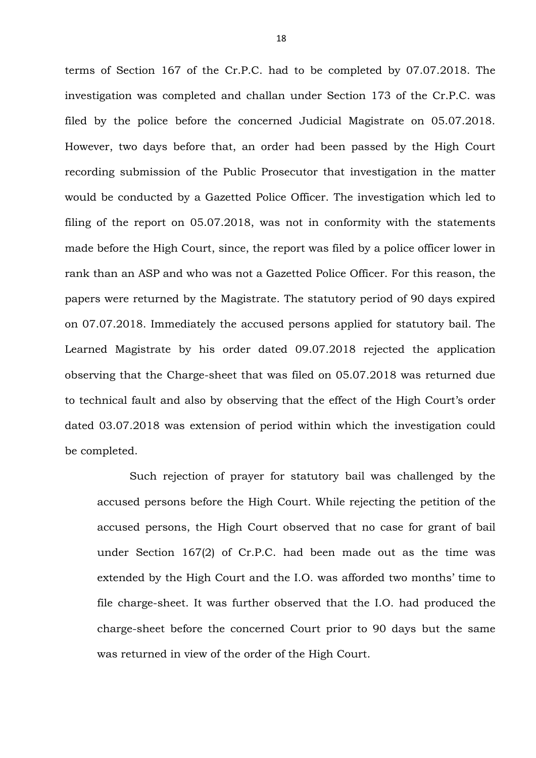terms of Section 167 of the Cr.P.C. had to be completed by 07.07.2018. The investigation was completed and challan under Section 173 of the Cr.P.C. was filed by the police before the concerned Judicial Magistrate on 05.07.2018. However, two days before that, an order had been passed by the High Court recording submission of the Public Prosecutor that investigation in the matter would be conducted by a Gazetted Police Officer. The investigation which led to filing of the report on 05.07.2018, was not in conformity with the statements made before the High Court, since, the report was filed by a police officer lower in rank than an ASP and who was not a Gazetted Police Officer. For this reason, the papers were returned by the Magistrate. The statutory period of 90 days expired on 07.07.2018. Immediately the accused persons applied for statutory bail. The Learned Magistrate by his order dated 09.07.2018 rejected the application observing that the Charge-sheet that was filed on 05.07.2018 was returned due to technical fault and also by observing that the effect of the High Court's order dated 03.07.2018 was extension of period within which the investigation could be completed.

> Such rejection of prayer for statutory bail was challenged by the accused persons before the High Court. While rejecting the petition of the accused persons, the High Court observed that no case for grant of bail under Section 167(2) of Cr.P.C. had been made out as the time was extended by the High Court and the I.O. was afforded two months' time to file charge-sheet. It was further observed that the I.O. had produced the charge-sheet before the concerned Court prior to 90 days but the same was returned in view of the order of the High Court.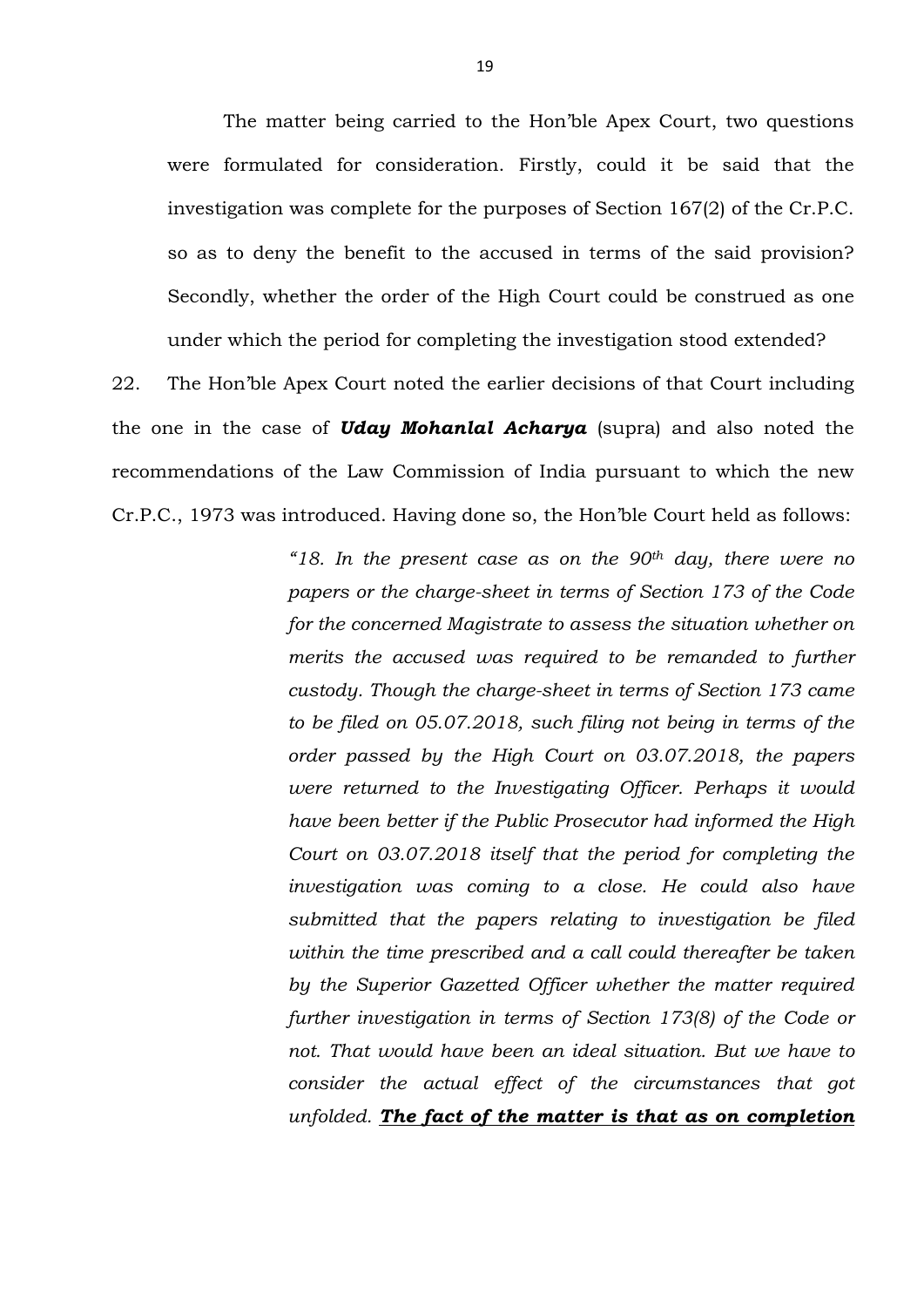The matter being carried to the Hon'ble Apex Court, two questions were formulated for consideration. Firstly, could it be said that the investigation was complete for the purposes of Section 167(2) of the Cr.P.C. so as to deny the benefit to the accused in terms of the said provision? Secondly, whether the order of the High Court could be construed as one under which the period for completing the investigation stood extended?

22. The Hon'ble Apex Court noted the earlier decisions of that Court including the one in the case of ***Uday Mohanlal Acharya*** (supra) and also noted the recommendations of the Law Commission of India pursuant to which the new Cr.P.C., 1973 was introduced. Having done so, the Hon'ble Court held as follows:

> *"18. In the present case as on the 90th day, there were no papers or the charge-sheet in terms of Section 173 of the Code for the concerned Magistrate to assess the situation whether on merits the accused was required to be remanded to further custody. Though the charge-sheet in terms of Section 173 came to be filed on 05.07.2018, such filing not being in terms of the order passed by the High Court on 03.07.2018, the papers were returned to the Investigating Officer. Perhaps it would have been better if the Public Prosecutor had informed the High Court on 03.07.2018 itself that the period for completing the investigation was coming to a close. He could also have submitted that the papers relating to investigation be filed within the time prescribed and a call could thereafter be taken by the Superior Gazetted Officer whether the matter required further investigation in terms of Section 173(8) of the Code or not. That would have been an ideal situation. But we have to consider the actual effect of the circumstances that got unfolded.* ***<u>The fact of the matter is that as on completion</u>***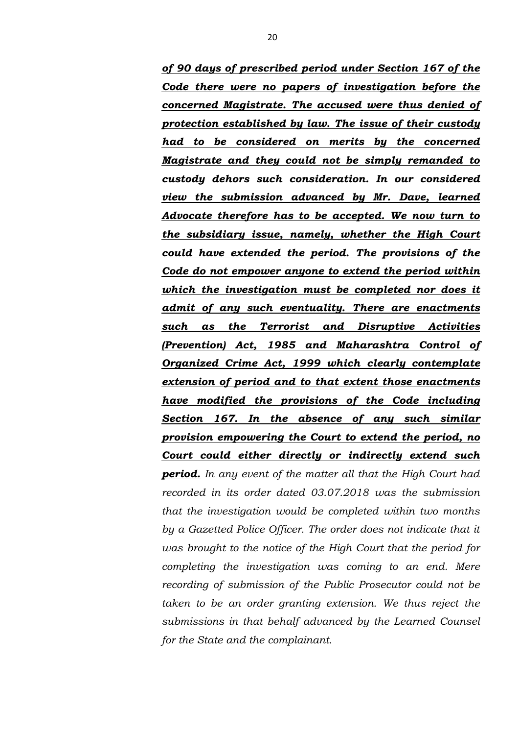*<u>**of 90 days of prescribed period under Section 167 of the Code there were no papers of investigation before the concerned Magistrate. The accused were thus denied of protection established by law. The issue of their custody had to be considered on merits by the concerned Magistrate and they could not be simply remanded to custody dehors such consideration. In our considered view the submission advanced by Mr. Dave, learned Advocate therefore has to be accepted. We now turn to the subsidiary issue, namely, whether the High Court could have extended the period. The provisions of the Code do not empower anyone to extend the period within which the investigation must be completed nor does it admit of any such eventuality. There are enactments such as the Terrorist and Disruptive Activities (Prevention) Act, 1985 and Maharashtra Control of Organized Crime Act, 1999 which clearly contemplate extension of period and to that extent those enactments have modified the provisions of the Code including Section 167. In the absence of any such similar provision empowering the Court to extend the period, no Court could either directly or indirectly extend such period.**</u> In any event of the matter all that the High Court had recorded in its order dated 03.07.2018 was the submission that the investigation would be completed within two months by a Gazetted Police Officer. The order does not indicate that it was brought to the notice of the High Court that the period for completing the investigation was coming to an end. Mere recording of submission of the Public Prosecutor could not be taken to be an order granting extension. We thus reject the submissions in that behalf advanced by the Learned Counsel for the State and the complainant.*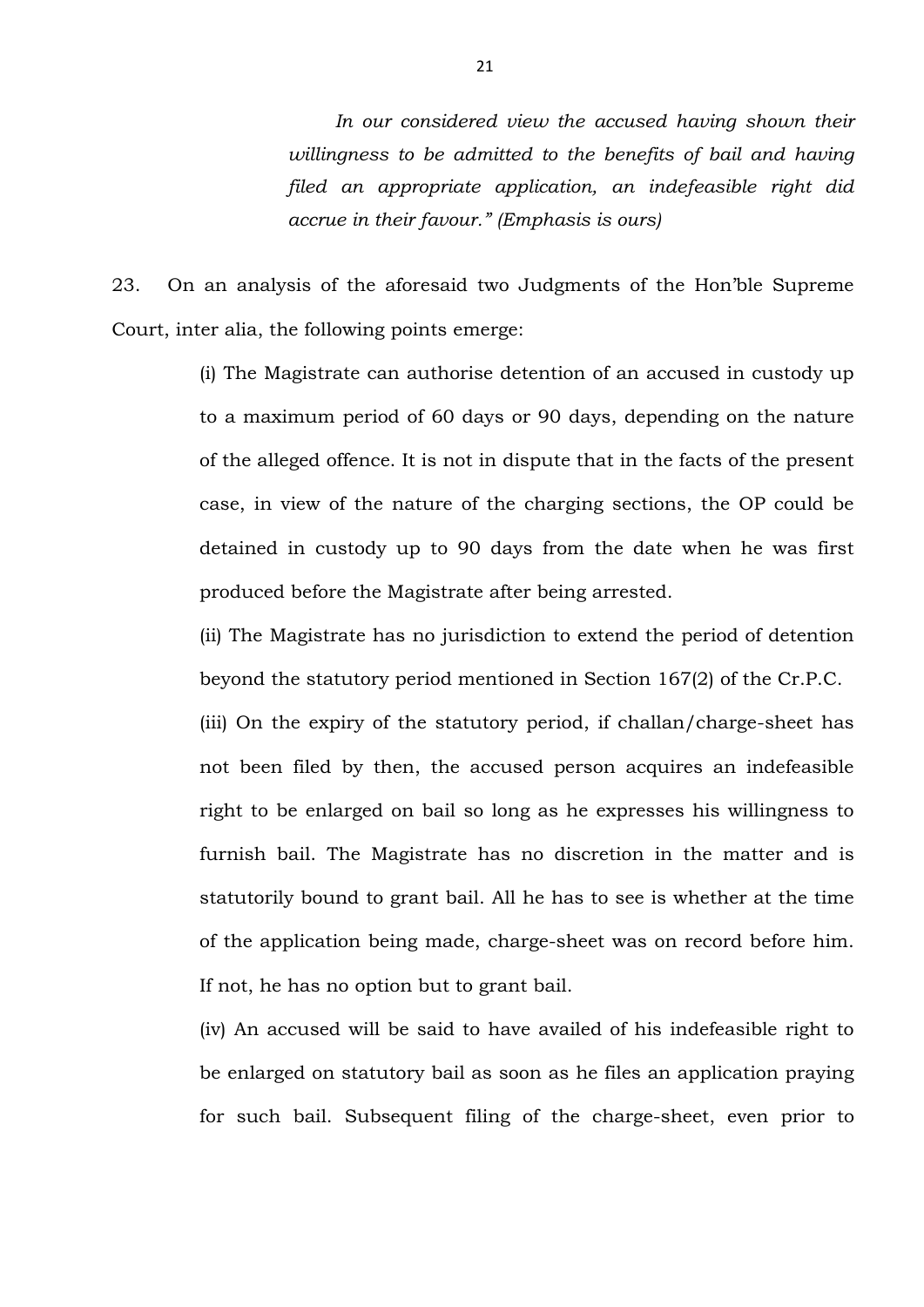> *In our considered view the accused having shown their willingness to be admitted to the benefits of bail and having filed an appropriate application, an indefeasible right did accrue in their favour." (Emphasis is ours)*

23. On an analysis of the aforesaid two Judgments of the Hon'ble Supreme Court, inter alia, the following points emerge:

> (i) The Magistrate can authorise detention of an accused in custody up to a maximum period of 60 days or 90 days, depending on the nature of the alleged offence. It is not in dispute that in the facts of the present case, in view of the nature of the charging sections, the OP could be detained in custody up to 90 days from the date when he was first produced before the Magistrate after being arrested.
>
> (ii) The Magistrate has no jurisdiction to extend the period of detention beyond the statutory period mentioned in Section 167(2) of the Cr.P.C.
>
> (iii) On the expiry of the statutory period, if challan/charge-sheet has not been filed by then, the accused person acquires an indefeasible right to be enlarged on bail so long as he expresses his willingness to furnish bail. The Magistrate has no discretion in the matter and is statutorily bound to grant bail. All he has to see is whether at the time of the application being made, charge-sheet was on record before him. If not, he has no option but to grant bail.
>
> (iv) An accused will be said to have availed of his indefeasible right to be enlarged on statutory bail as soon as he files an application praying for such bail. Subsequent filing of the charge-sheet, even prior to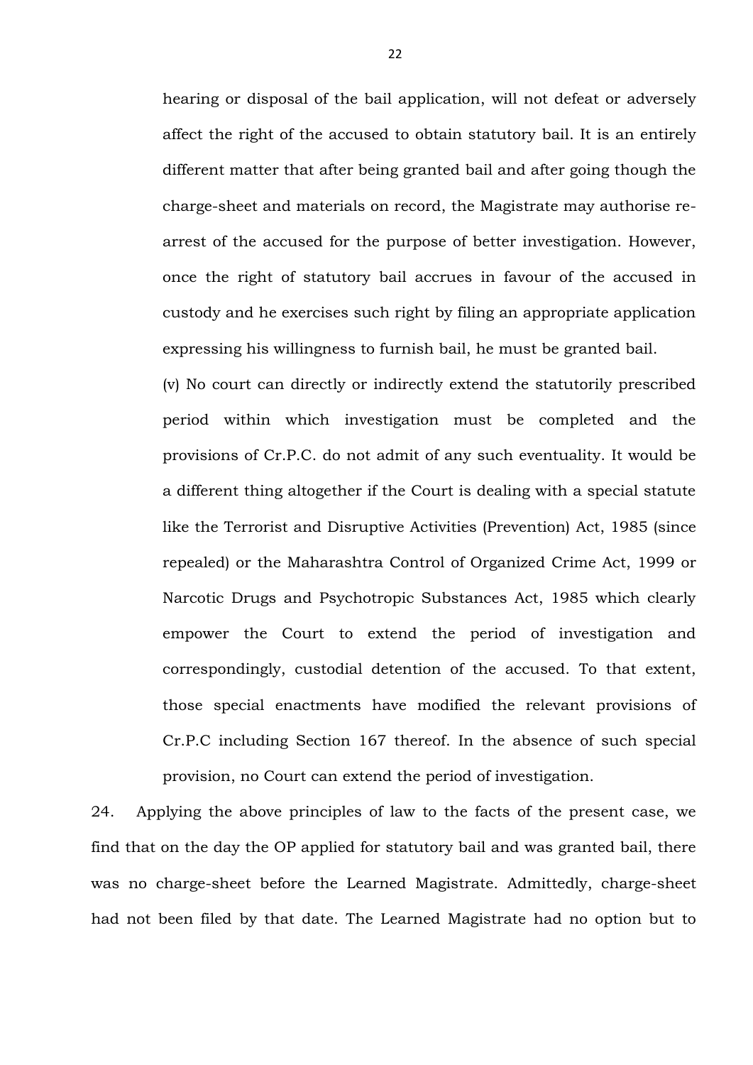hearing or disposal of the bail application, will not defeat or adversely affect the right of the accused to obtain statutory bail. It is an entirely different matter that after being granted bail and after going though the charge-sheet and materials on record, the Magistrate may authorise re-arrest of the accused for the purpose of better investigation. However, once the right of statutory bail accrues in favour of the accused in custody and he exercises such right by filing an appropriate application expressing his willingness to furnish bail, he must be granted bail.

(v) No court can directly or indirectly extend the statutorily prescribed period within which investigation must be completed and the provisions of Cr.P.C. do not admit of any such eventuality. It would be a different thing altogether if the Court is dealing with a special statute like the Terrorist and Disruptive Activities (Prevention) Act, 1985 (since repealed) or the Maharashtra Control of Organized Crime Act, 1999 or Narcotic Drugs and Psychotropic Substances Act, 1985 which clearly empower the Court to extend the period of investigation and correspondingly, custodial detention of the accused. To that extent, those special enactments have modified the relevant provisions of Cr.P.C including Section 167 thereof. In the absence of such special provision, no Court can extend the period of investigation.

24. Applying the above principles of law to the facts of the present case, we find that on the day the OP applied for statutory bail and was granted bail, there was no charge-sheet before the Learned Magistrate. Admittedly, charge-sheet had not been filed by that date. The Learned Magistrate had no option but to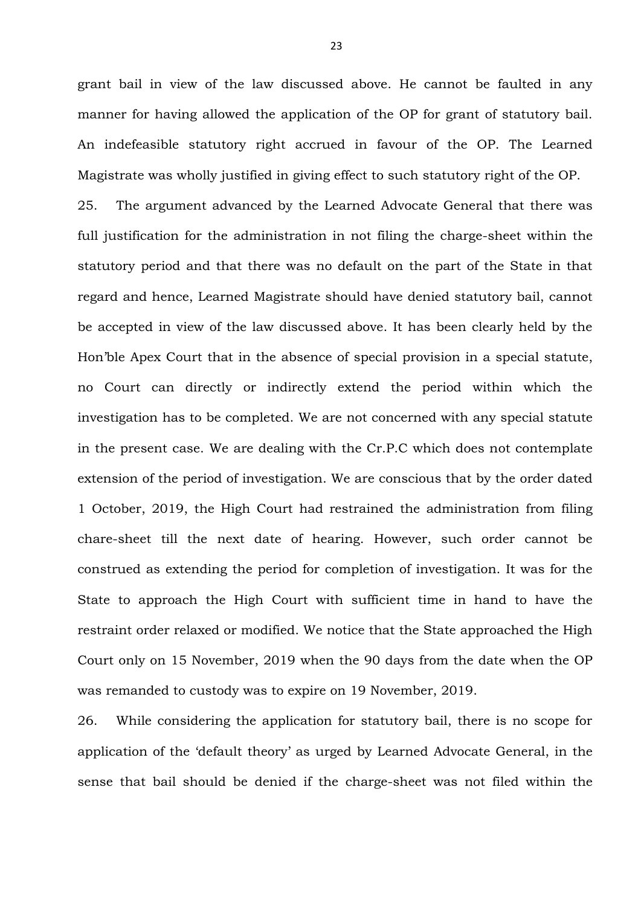grant bail in view of the law discussed above. He cannot be faulted in any manner for having allowed the application of the OP for grant of statutory bail. An indefeasible statutory right accrued in favour of the OP. The Learned Magistrate was wholly justified in giving effect to such statutory right of the OP.

25. The argument advanced by the Learned Advocate General that there was full justification for the administration in not filing the charge-sheet within the statutory period and that there was no default on the part of the State in that regard and hence, Learned Magistrate should have denied statutory bail, cannot be accepted in view of the law discussed above. It has been clearly held by the Hon'ble Apex Court that in the absence of special provision in a special statute, no Court can directly or indirectly extend the period within which the investigation has to be completed. We are not concerned with any special statute in the present case. We are dealing with the Cr.P.C which does not contemplate extension of the period of investigation. We are conscious that by the order dated 1 October, 2019, the High Court had restrained the administration from filing chare-sheet till the next date of hearing. However, such order cannot be construed as extending the period for completion of investigation. It was for the State to approach the High Court with sufficient time in hand to have the restraint order relaxed or modified. We notice that the State approached the High Court only on 15 November, 2019 when the 90 days from the date when the OP was remanded to custody was to expire on 19 November, 2019.

26. While considering the application for statutory bail, there is no scope for application of the 'default theory' as urged by Learned Advocate General, in the sense that bail should be denied if the charge-sheet was not filed within the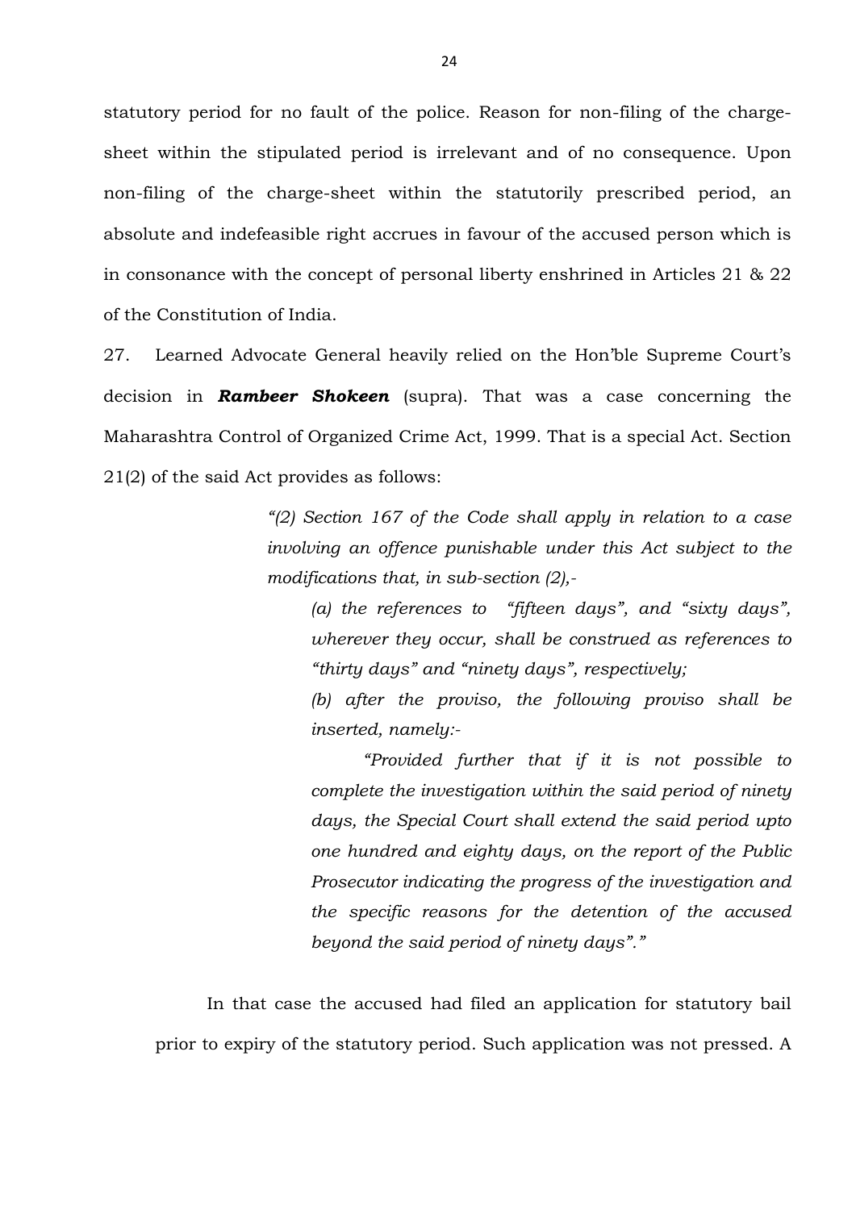statutory period for no fault of the police. Reason for non-filing of the charge-sheet within the stipulated period is irrelevant and of no consequence. Upon non-filing of the charge-sheet within the statutorily prescribed period, an absolute and indefeasible right accrues in favour of the accused person which is in consonance with the concept of personal liberty enshrined in Articles 21 & 22 of the Constitution of India.

27. Learned Advocate General heavily relied on the Hon'ble Supreme Court's decision in ***Rambeer Shokeen*** (supra). That was a case concerning the Maharashtra Control of Organized Crime Act, 1999. That is a special Act. Section 21(2) of the said Act provides as follows:

> *"(2) Section 167 of the Code shall apply in relation to a case involving an offence punishable under this Act subject to the modifications that, in sub-section (2),-*
>
> *(a) the references to "fifteen days", and "sixty days", wherever they occur, shall be construed as references to "thirty days" and "ninety days", respectively;*
>
> *(b) after the proviso, the following proviso shall be inserted, namely:-*
>
> *"Provided further that if it is not possible to complete the investigation within the said period of ninety days, the Special Court shall extend the said period upto one hundred and eighty days, on the report of the Public Prosecutor indicating the progress of the investigation and the specific reasons for the detention of the accused beyond the said period of ninety days"."*

In that case the accused had filed an application for statutory bail prior to expiry of the statutory period. Such application was not pressed. A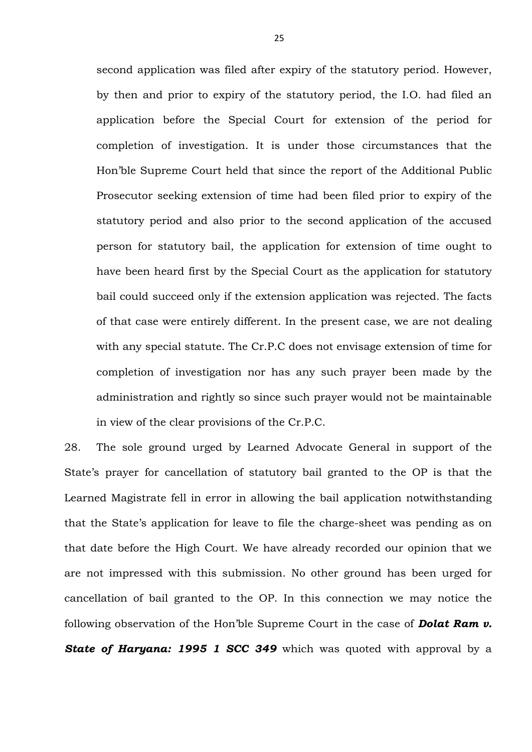second application was filed after expiry of the statutory period. However, by then and prior to expiry of the statutory period, the I.O. had filed an application before the Special Court for extension of the period for completion of investigation. It is under those circumstances that the Hon'ble Supreme Court held that since the report of the Additional Public Prosecutor seeking extension of time had been filed prior to expiry of the statutory period and also prior to the second application of the accused person for statutory bail, the application for extension of time ought to have been heard first by the Special Court as the application for statutory bail could succeed only if the extension application was rejected. The facts of that case were entirely different. In the present case, we are not dealing with any special statute. The Cr.P.C does not envisage extension of time for completion of investigation nor has any such prayer been made by the administration and rightly so since such prayer would not be maintainable in view of the clear provisions of the Cr.P.C.

28. The sole ground urged by Learned Advocate General in support of the State's prayer for cancellation of statutory bail granted to the OP is that the Learned Magistrate fell in error in allowing the bail application notwithstanding that the State's application for leave to file the charge-sheet was pending as on that date before the High Court. We have already recorded our opinion that we are not impressed with this submission. No other ground has been urged for cancellation of bail granted to the OP. In this connection we may notice the following observation of the Hon'ble Supreme Court in the case of ***Dolat Ram v. State of Haryana: 1995 1 SCC 349*** which was quoted with approval by a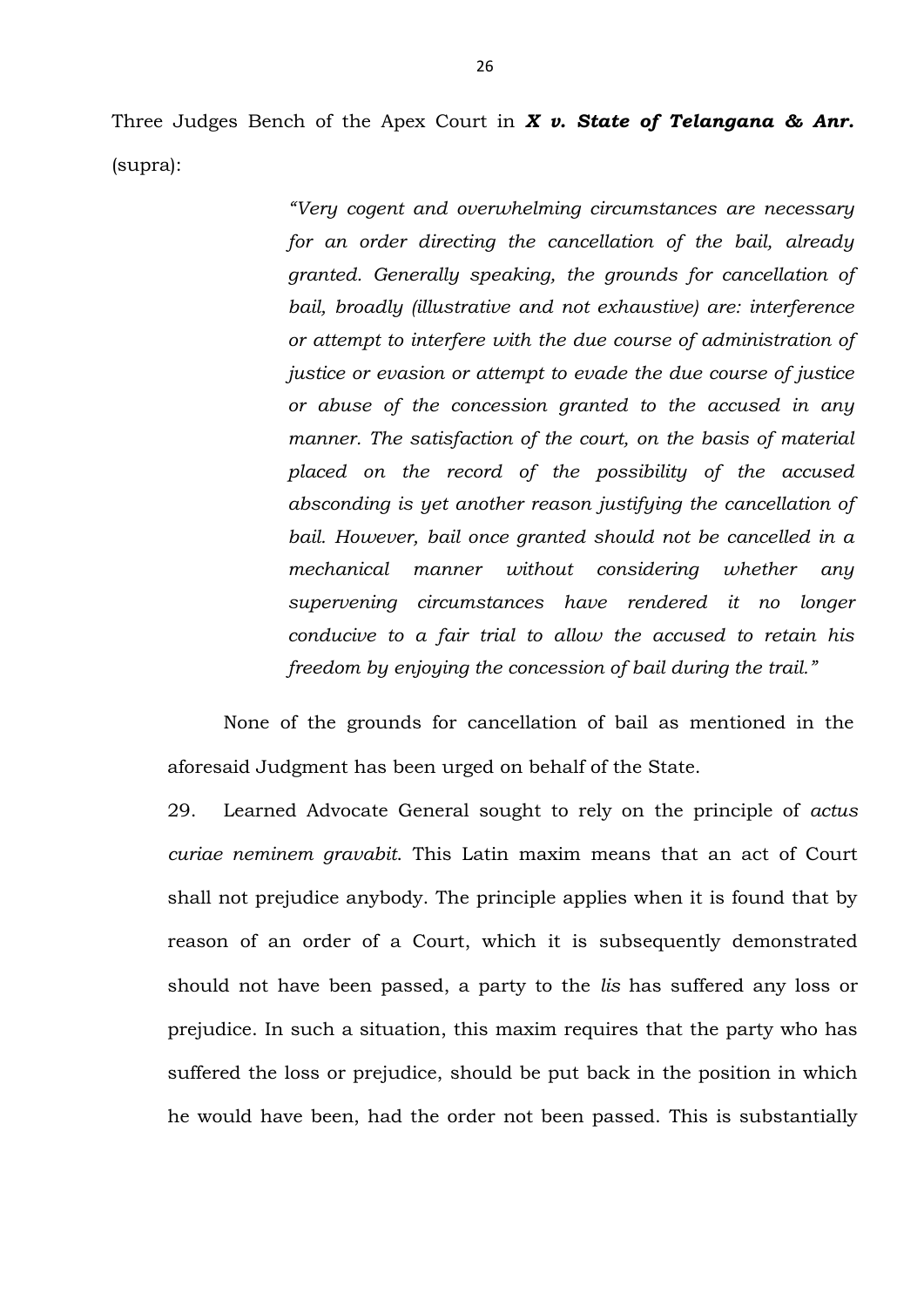Three Judges Bench of the Apex Court in ***X v. State of Telangana & Anr.*** (supra):

> *"Very cogent and overwhelming circumstances are necessary for an order directing the cancellation of the bail, already granted. Generally speaking, the grounds for cancellation of bail, broadly (illustrative and not exhaustive) are: interference or attempt to interfere with the due course of administration of justice or evasion or attempt to evade the due course of justice or abuse of the concession granted to the accused in any manner. The satisfaction of the court, on the basis of material placed on the record of the possibility of the accused absconding is yet another reason justifying the cancellation of bail. However, bail once granted should not be cancelled in a mechanical manner without considering whether any supervening circumstances have rendered it no longer conducive to a fair trial to allow the accused to retain his freedom by enjoying the concession of bail during the trail."*

None of the grounds for cancellation of bail as mentioned in the aforesaid Judgment has been urged on behalf of the State.

29. Learned Advocate General sought to rely on the principle of *actus curiae neminem gravabit*. This Latin maxim means that an act of Court shall not prejudice anybody. The principle applies when it is found that by reason of an order of a Court, which it is subsequently demonstrated should not have been passed, a party to the *lis* has suffered any loss or prejudice. In such a situation, this maxim requires that the party who has suffered the loss or prejudice, should be put back in the position in which he would have been, had the order not been passed. This is substantially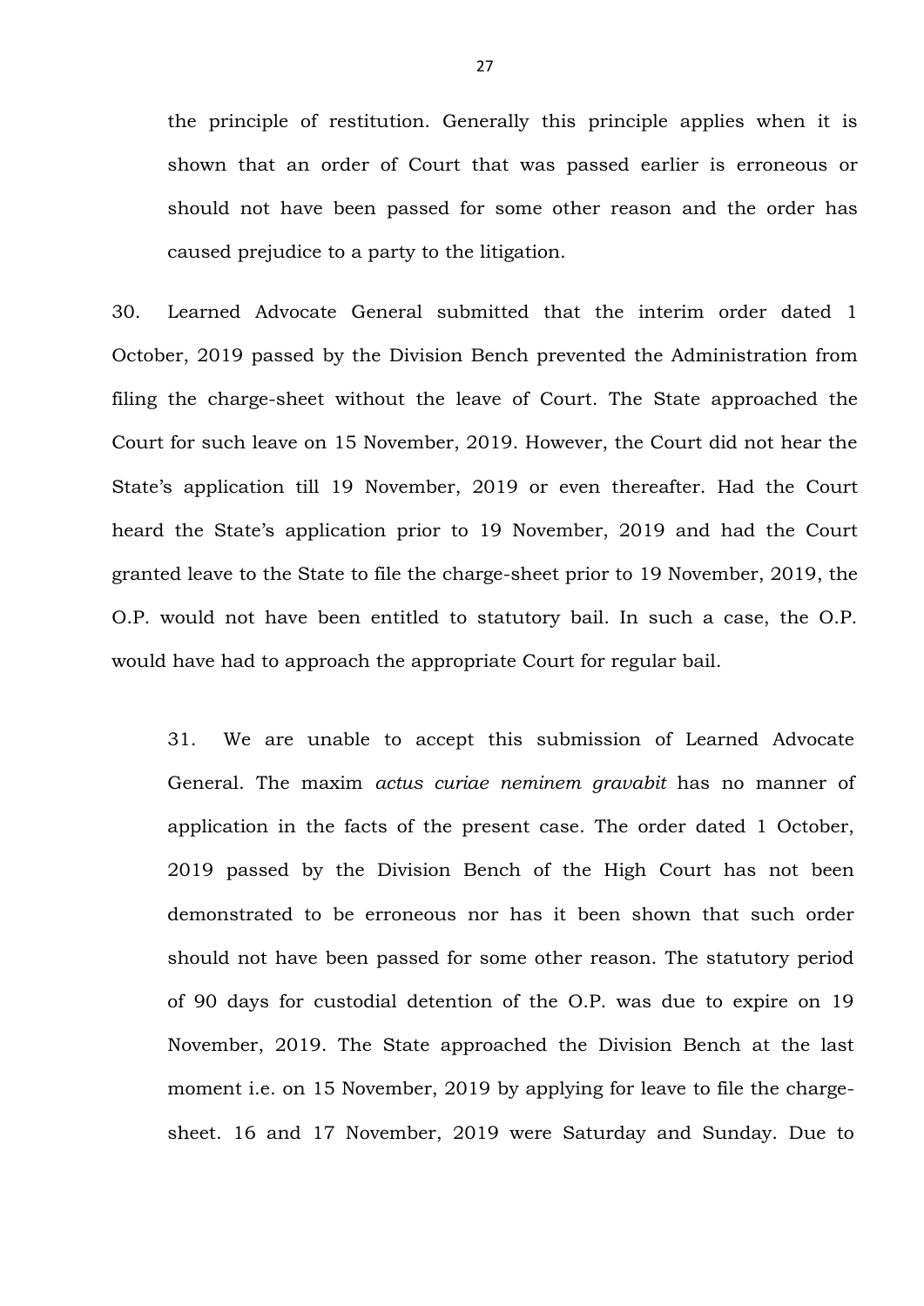the principle of restitution. Generally this principle applies when it is shown that an order of Court that was passed earlier is erroneous or should not have been passed for some other reason and the order has caused prejudice to a party to the litigation.

30. Learned Advocate General submitted that the interim order dated 1 October, 2019 passed by the Division Bench prevented the Administration from filing the charge-sheet without the leave of Court. The State approached the Court for such leave on 15 November, 2019. However, the Court did not hear the State's application till 19 November, 2019 or even thereafter. Had the Court heard the State's application prior to 19 November, 2019 and had the Court granted leave to the State to file the charge-sheet prior to 19 November, 2019, the O.P. would not have been entitled to statutory bail. In such a case, the O.P. would have had to approach the appropriate Court for regular bail.

31. We are unable to accept this submission of Learned Advocate General. The maxim *actus curiae neminem gravabit* has no manner of application in the facts of the present case. The order dated 1 October, 2019 passed by the Division Bench of the High Court has not been demonstrated to be erroneous nor has it been shown that such order should not have been passed for some other reason. The statutory period of 90 days for custodial detention of the O.P. was due to expire on 19 November, 2019. The State approached the Division Bench at the last moment i.e. on 15 November, 2019 by applying for leave to file the charge-sheet. 16 and 17 November, 2019 were Saturday and Sunday. Due to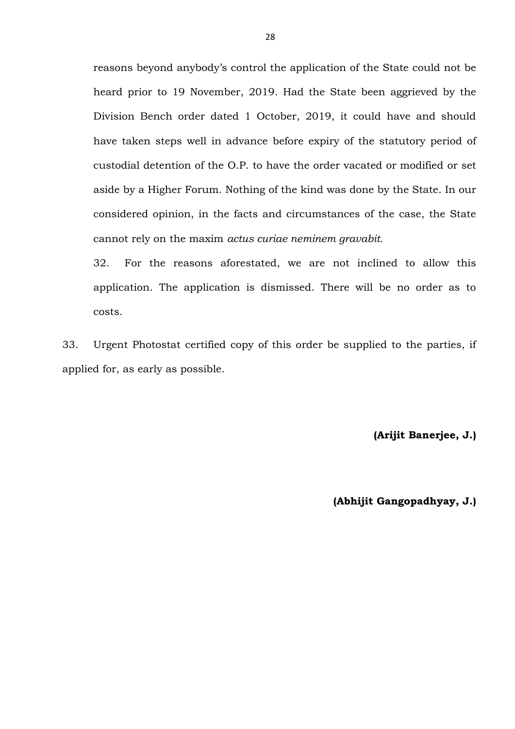reasons beyond anybody's control the application of the State could not be heard prior to 19 November, 2019. Had the State been aggrieved by the Division Bench order dated 1 October, 2019, it could have and should have taken steps well in advance before expiry of the statutory period of custodial detention of the O.P. to have the order vacated or modified or set aside by a Higher Forum. Nothing of the kind was done by the State. In our considered opinion, in the facts and circumstances of the case, the State cannot rely on the maxim *actus curiae neminem gravabit.*

32. For the reasons aforestated, we are not inclined to allow this application. The application is dismissed. There will be no order as to costs.

33. Urgent Photostat certified copy of this order be supplied to the parties, if applied for, as early as possible.

**(Arijit Banerjee, J.)**

**(Abhijit Gangopadhyay, J.)**